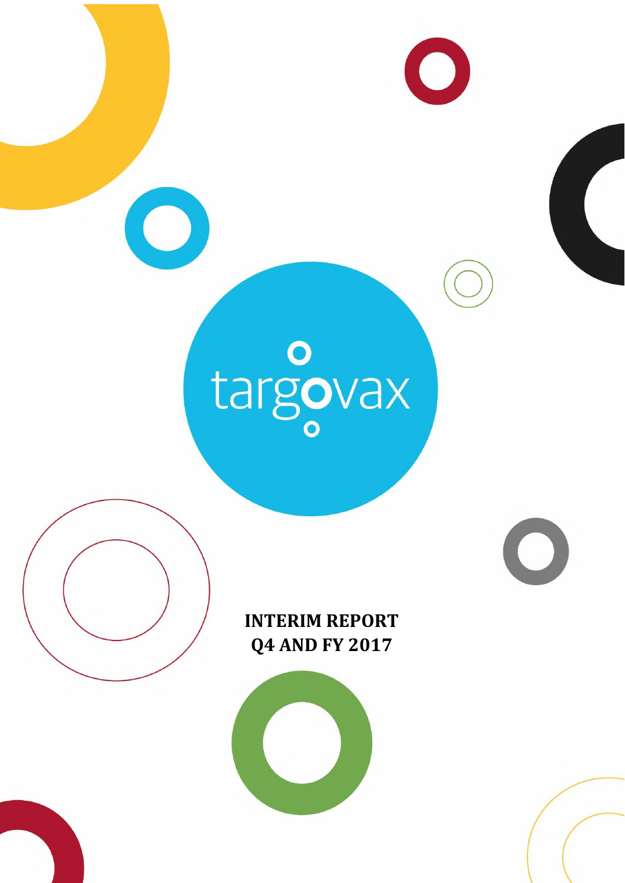targovax

# INTERIM REPORT Q4 AND FY 2017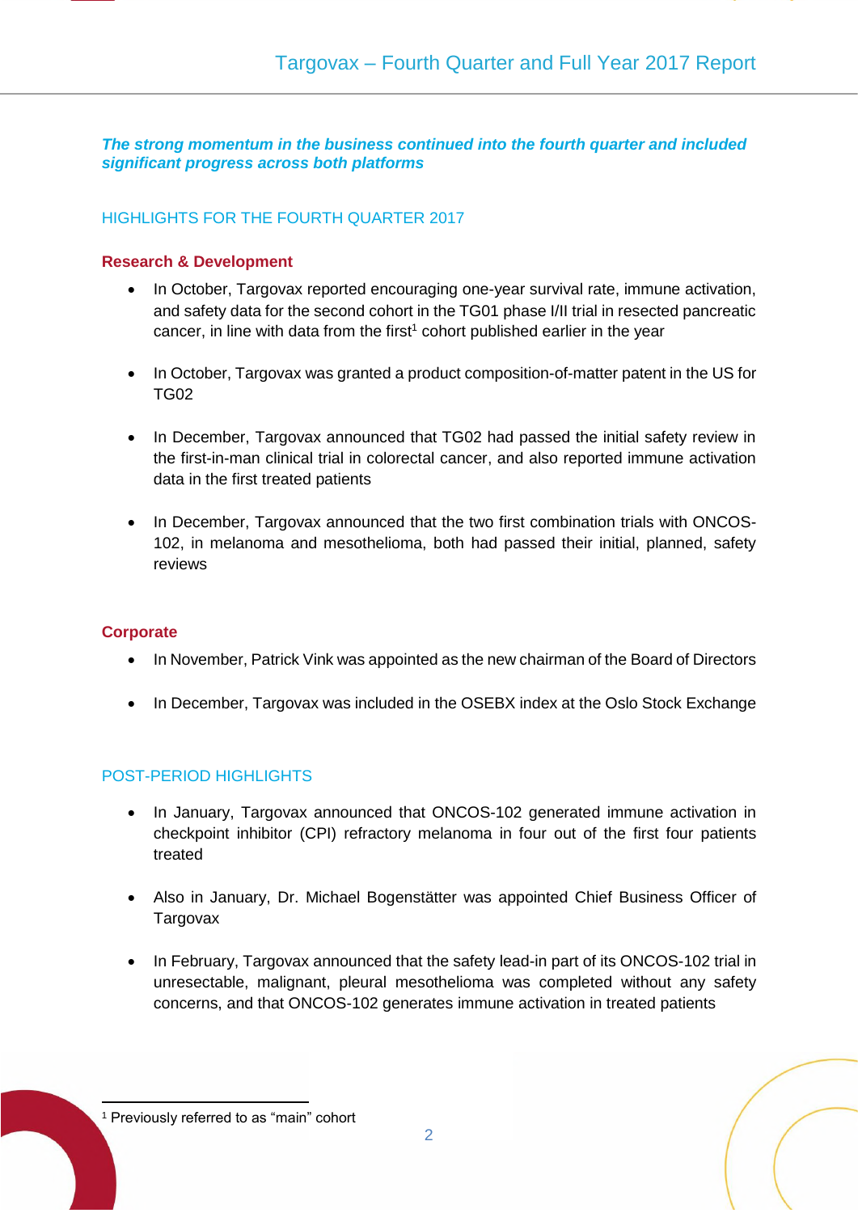***The strong momentum in the business continued into the fourth quarter and included significant progress across both platforms***

## HIGHLIGHTS FOR THE FOURTH QUARTER 2017

### Research & Development

- In October, Targovax reported encouraging one-year survival rate, immune activation, and safety data for the second cohort in the TG01 phase I/II trial in resected pancreatic cancer, in line with data from the first[1] cohort published earlier in the year
- In October, Targovax was granted a product composition-of-matter patent in the US for TG02
- In December, Targovax announced that TG02 had passed the initial safety review in the first-in-man clinical trial in colorectal cancer, and also reported immune activation data in the first treated patients
- In December, Targovax announced that the two first combination trials with ONCOS-102, in melanoma and mesothelioma, both had passed their initial, planned, safety reviews

### Corporate

- In November, Patrick Vink was appointed as the new chairman of the Board of Directors
- In December, Targovax was included in the OSEBX index at the Oslo Stock Exchange

## POST-PERIOD HIGHLIGHTS

- In January, Targovax announced that ONCOS-102 generated immune activation in checkpoint inhibitor (CPI) refractory melanoma in four out of the first four patients treated
- Also in January, Dr. Michael Bogenstätter was appointed Chief Business Officer of Targovax
- In February, Targovax announced that the safety lead-in part of its ONCOS-102 trial in unresectable, malignant, pleural mesothelioma was completed without any safety concerns, and that ONCOS-102 generates immune activation in treated patients

[1] Previously referred to as "main" cohort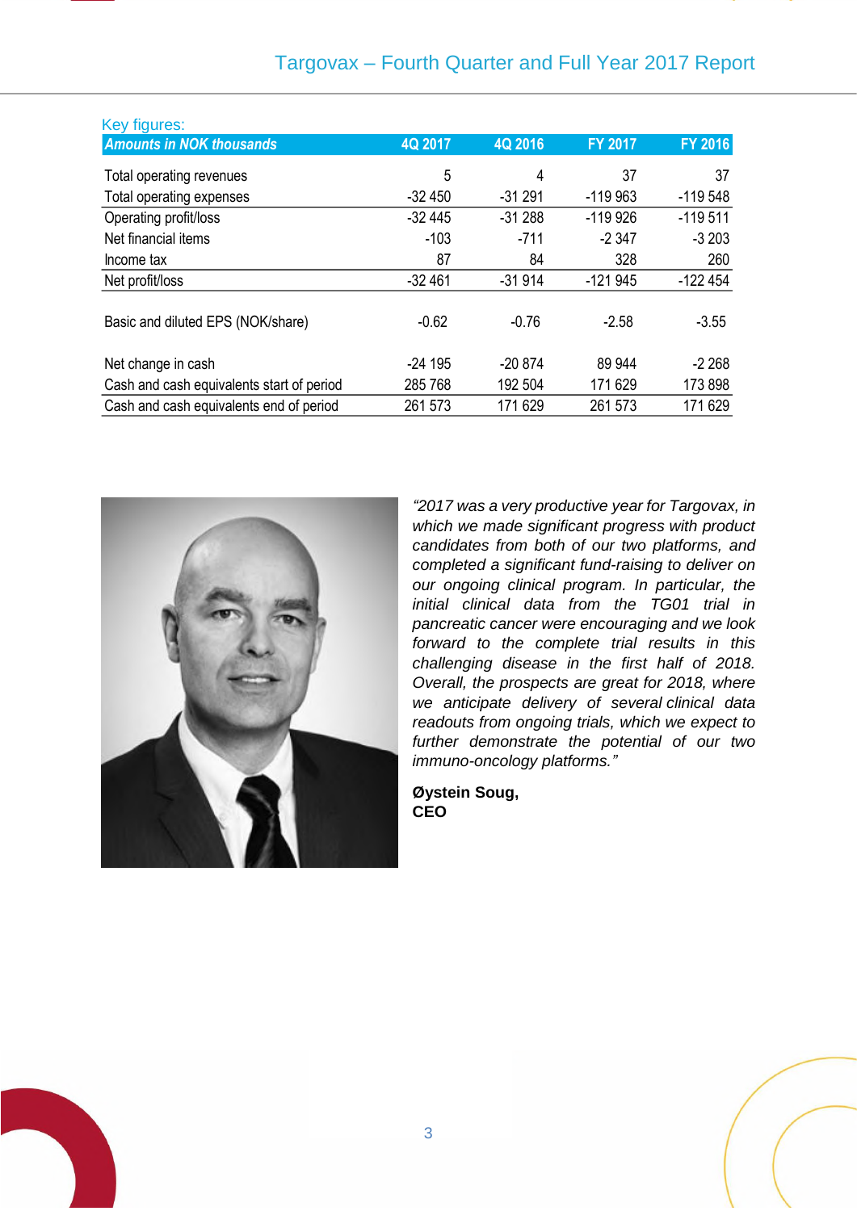Key figures:

| *Amounts in NOK thousands* | 4Q 2017 | 4Q 2016 | FY 2017 | FY 2016 |
|---|---|---|---|---|
| Total operating revenues | 5 | 4 | 37 | 37 |
| Total operating expenses | -32 450 | -31 291 | -119 963 | -119 548 |
| Operating profit/loss | -32 445 | -31 288 | -119 926 | -119 511 |
| Net financial items | -103 | -711 | -2 347 | -3 203 |
| Income tax | 87 | 84 | 328 | 260 |
| Net profit/loss | -32 461 | -31 914 | -121 945 | -122 454 |
| Basic and diluted EPS (NOK/share) | -0.62 | -0.76 | -2.58 | -3.55 |
| Net change in cash | -24 195 | -20 874 | 89 944 | -2 268 |
| Cash and cash equivalents start of period | 285 768 | 192 504 | 171 629 | 173 898 |
| Cash and cash equivalents end of period | 261 573 | 171 629 | 261 573 | 171 629 |

*"2017 was a very productive year for Targovax, in which we made significant progress with product candidates from both of our two platforms, and completed a significant fund-raising to deliver on our ongoing clinical program. In particular, the initial clinical data from the TG01 trial in pancreatic cancer were encouraging and we look forward to the complete trial results in this challenging disease in the first half of 2018. Overall, the prospects are great for 2018, where we anticipate delivery of several clinical data readouts from ongoing trials, which we expect to further demonstrate the potential of our two immuno-oncology platforms."*

**Øystein Soug,**
**CEO**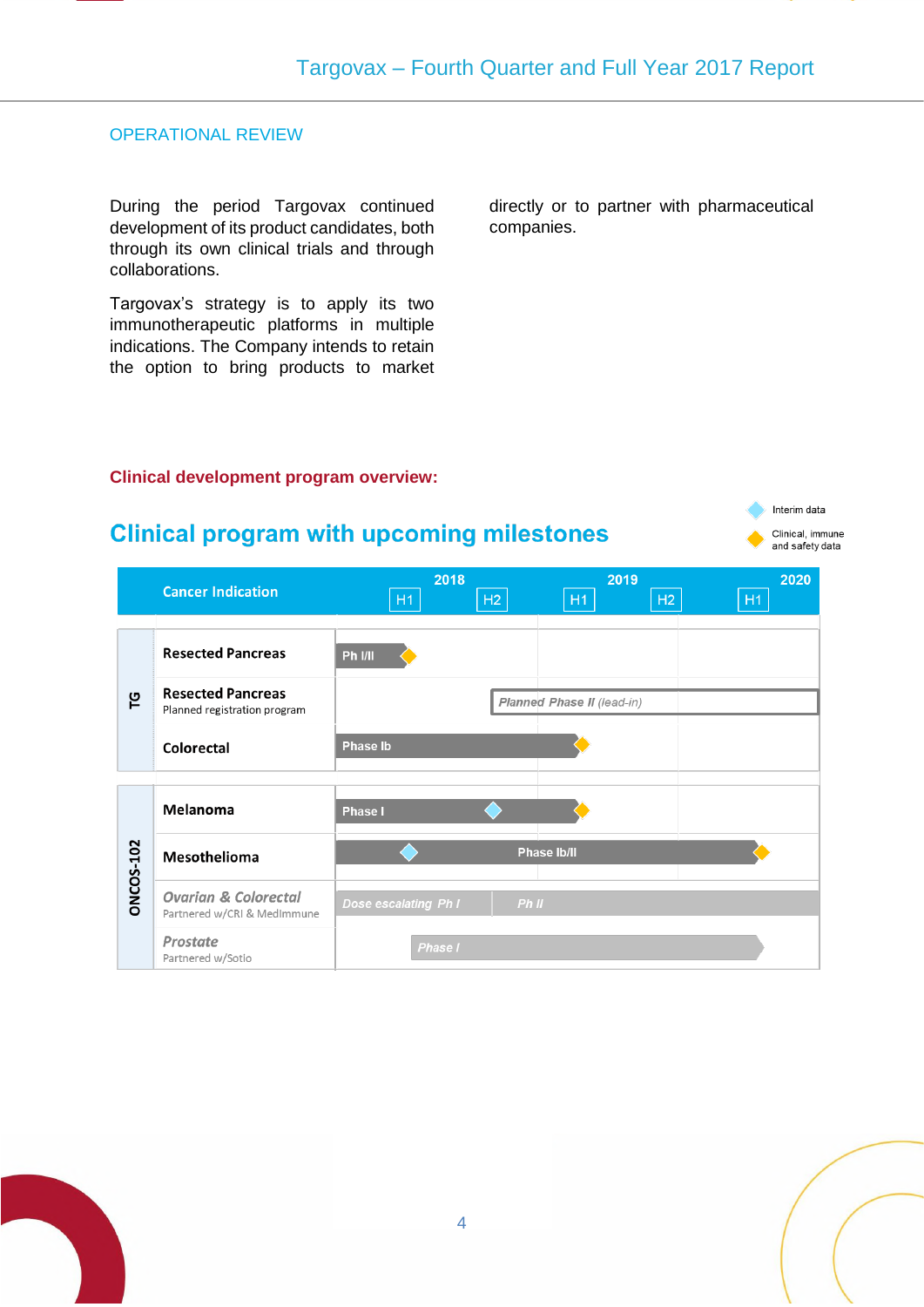## OPERATIONAL REVIEW

During the period Targovax continued development of its product candidates, both through its own clinical trials and through collaborations.

Targovax's strategy is to apply its two immunotherapeutic platforms in multiple indications. The Company intends to retain the option to bring products to market directly or to partner with pharmaceutical companies.

**Clinical development program overview:**

## Clinical program with upcoming milestones

Interim data

Clinical, immune and safety data

| | Cancer Indication | 2018 H1 | 2018 H2 | 2019 H1 | 2019 H2 | 2020 H1 |
|---|---|---|---|---|---|---|
| TG | Resected Pancreas | Ph I/II | | | | |
| TG | Resected Pancreas<br>Planned registration program | | Planned Phase II (lead-in) | | | |
| TG | Colorectal | Phase Ib | | | | |
| ONCOS-102 | Melanoma | Phase I | | | | |
| ONCOS-102 | Mesothelioma | Phase Ib/II | | | | |
| ONCOS-102 | Ovarian & Colorectal<br>Partnered w/CRI & MedImmune | Dose escalating Ph I | | Ph II | | |
| ONCOS-102 | Prostate<br>Partnered w/Sotio | | Phase I | | | |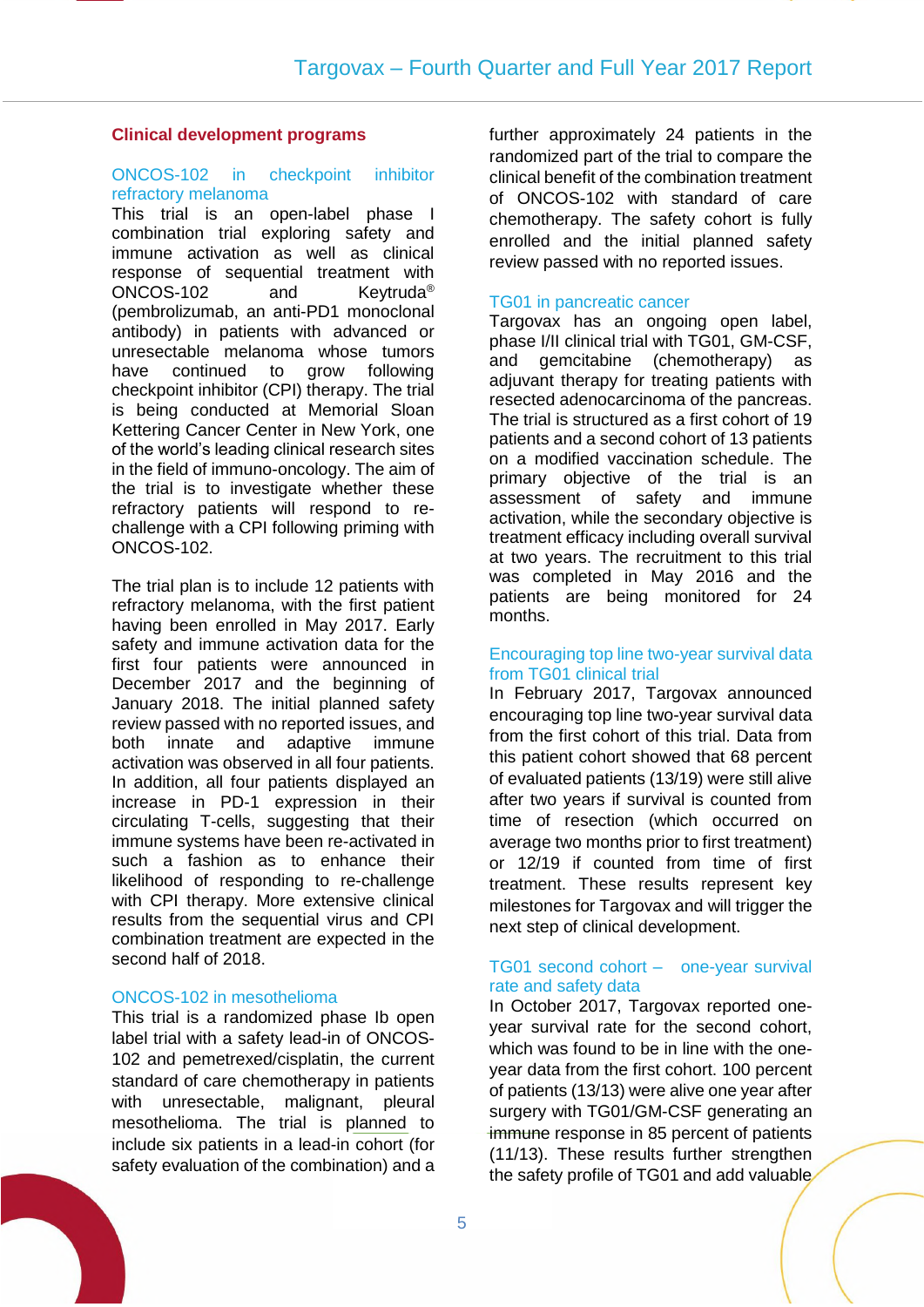## Clinical development programs

### ONCOS-102 in checkpoint inhibitor refractory melanoma

This trial is an open-label phase I combination trial exploring safety and immune activation as well as clinical response of sequential treatment with ONCOS-102 and Keytruda® (pembrolizumab, an anti-PD1 monoclonal antibody) in patients with advanced or unresectable melanoma whose tumors have continued to grow following checkpoint inhibitor (CPI) therapy. The trial is being conducted at Memorial Sloan Kettering Cancer Center in New York, one of the world's leading clinical research sites in the field of immuno-oncology. The aim of the trial is to investigate whether these refractory patients will respond to re-challenge with a CPI following priming with ONCOS-102.

The trial plan is to include 12 patients with refractory melanoma, with the first patient having been enrolled in May 2017. Early safety and immune activation data for the first four patients were announced in December 2017 and the beginning of January 2018. The initial planned safety review passed with no reported issues, and both innate and adaptive immune activation was observed in all four patients. In addition, all four patients displayed an increase in PD-1 expression in their circulating T-cells, suggesting that their immune systems have been re-activated in such a fashion as to enhance their likelihood of responding to re-challenge with CPI therapy. More extensive clinical results from the sequential virus and CPI combination treatment are expected in the second half of 2018.

### ONCOS-102 in mesothelioma

This trial is a randomized phase Ib open label trial with a safety lead-in of ONCOS-102 and pemetrexed/cisplatin, the current standard of care chemotherapy in patients with unresectable, malignant, pleural mesothelioma. The trial is planned to include six patients in a lead-in cohort (for safety evaluation of the combination) and a further approximately 24 patients in the randomized part of the trial to compare the clinical benefit of the combination treatment of ONCOS-102 with standard of care chemotherapy. The safety cohort is fully enrolled and the initial planned safety review passed with no reported issues.

### TG01 in pancreatic cancer

Targovax has an ongoing open label, phase I/II clinical trial with TG01, GM-CSF, and gemcitabine (chemotherapy) as adjuvant therapy for treating patients with resected adenocarcinoma of the pancreas. The trial is structured as a first cohort of 19 patients and a second cohort of 13 patients on a modified vaccination schedule. The primary objective of the trial is an assessment of safety and immune activation, while the secondary objective is treatment efficacy including overall survival at two years. The recruitment to this trial was completed in May 2016 and the patients are being monitored for 24 months.

### Encouraging top line two-year survival data from TG01 clinical trial

In February 2017, Targovax announced encouraging top line two-year survival data from the first cohort of this trial. Data from this patient cohort showed that 68 percent of evaluated patients (13/19) were still alive after two years if survival is counted from time of resection (which occurred on average two months prior to first treatment) or 12/19 if counted from time of first treatment. These results represent key milestones for Targovax and will trigger the next step of clinical development.

### TG01 second cohort – one-year survival rate and safety data

In October 2017, Targovax reported one-year survival rate for the second cohort, which was found to be in line with the one-year data from the first cohort. 100 percent of patients (13/13) were alive one year after surgery with TG01/GM-CSF generating an immune response in 85 percent of patients (11/13). These results further strengthen the safety profile of TG01 and add valuable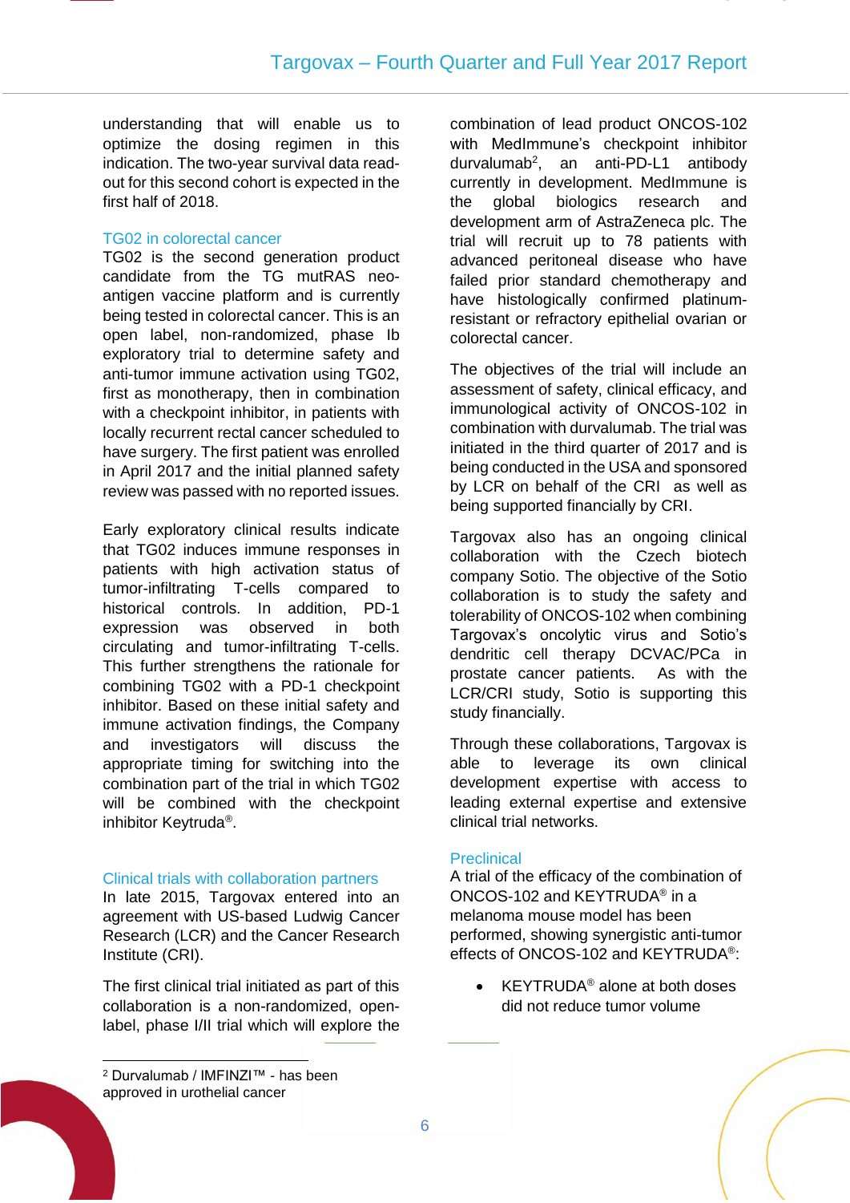understanding that will enable us to optimize the dosing regimen in this indication. The two-year survival data read-out for this second cohort is expected in the first half of 2018.

### TG02 in colorectal cancer

TG02 is the second generation product candidate from the TG mutRAS neo-antigen vaccine platform and is currently being tested in colorectal cancer. This is an open label, non-randomized, phase Ib exploratory trial to determine safety and anti-tumor immune activation using TG02, first as monotherapy, then in combination with a checkpoint inhibitor, in patients with locally recurrent rectal cancer scheduled to have surgery. The first patient was enrolled in April 2017 and the initial planned safety review was passed with no reported issues.

Early exploratory clinical results indicate that TG02 induces immune responses in patients with high activation status of tumor-infiltrating T-cells compared to historical controls. In addition, PD-1 expression was observed in both circulating and tumor-infiltrating T-cells. This further strengthens the rationale for combining TG02 with a PD-1 checkpoint inhibitor. Based on these initial safety and immune activation findings, the Company and investigators will discuss the appropriate timing for switching into the combination part of the trial in which TG02 will be combined with the checkpoint inhibitor Keytruda®.

### Clinical trials with collaboration partners

In late 2015, Targovax entered into an agreement with US-based Ludwig Cancer Research (LCR) and the Cancer Research Institute (CRI).

The first clinical trial initiated as part of this collaboration is a non-randomized, open-label, phase I/II trial which will explore the combination of lead product ONCOS-102 with MedImmune's checkpoint inhibitor durvalumab[2], an anti-PD-L1 antibody currently in development. MedImmune is the global biologics research and development arm of AstraZeneca plc. The trial will recruit up to 78 patients with advanced peritoneal disease who have failed prior standard chemotherapy and have histologically confirmed platinum-resistant or refractory epithelial ovarian or colorectal cancer.

The objectives of the trial will include an assessment of safety, clinical efficacy, and immunological activity of ONCOS-102 in combination with durvalumab. The trial was initiated in the third quarter of 2017 and is being conducted in the USA and sponsored by LCR on behalf of the CRI as well as being supported financially by CRI.

Targovax also has an ongoing clinical collaboration with the Czech biotech company Sotio. The objective of the Sotio collaboration is to study the safety and tolerability of ONCOS-102 when combining Targovax's oncolytic virus and Sotio's dendritic cell therapy DCVAC/PCa in prostate cancer patients. As with the LCR/CRI study, Sotio is supporting this study financially.

Through these collaborations, Targovax is able to leverage its own clinical development expertise with access to leading external expertise and extensive clinical trial networks.

### Preclinical

A trial of the efficacy of the combination of ONCOS-102 and KEYTRUDA® in a melanoma mouse model has been performed, showing synergistic anti-tumor effects of ONCOS-102 and KEYTRUDA®:

- KEYTRUDA® alone at both doses did not reduce tumor volume

[2] Durvalumab / IMFINZI™ - has been approved in urothelial cancer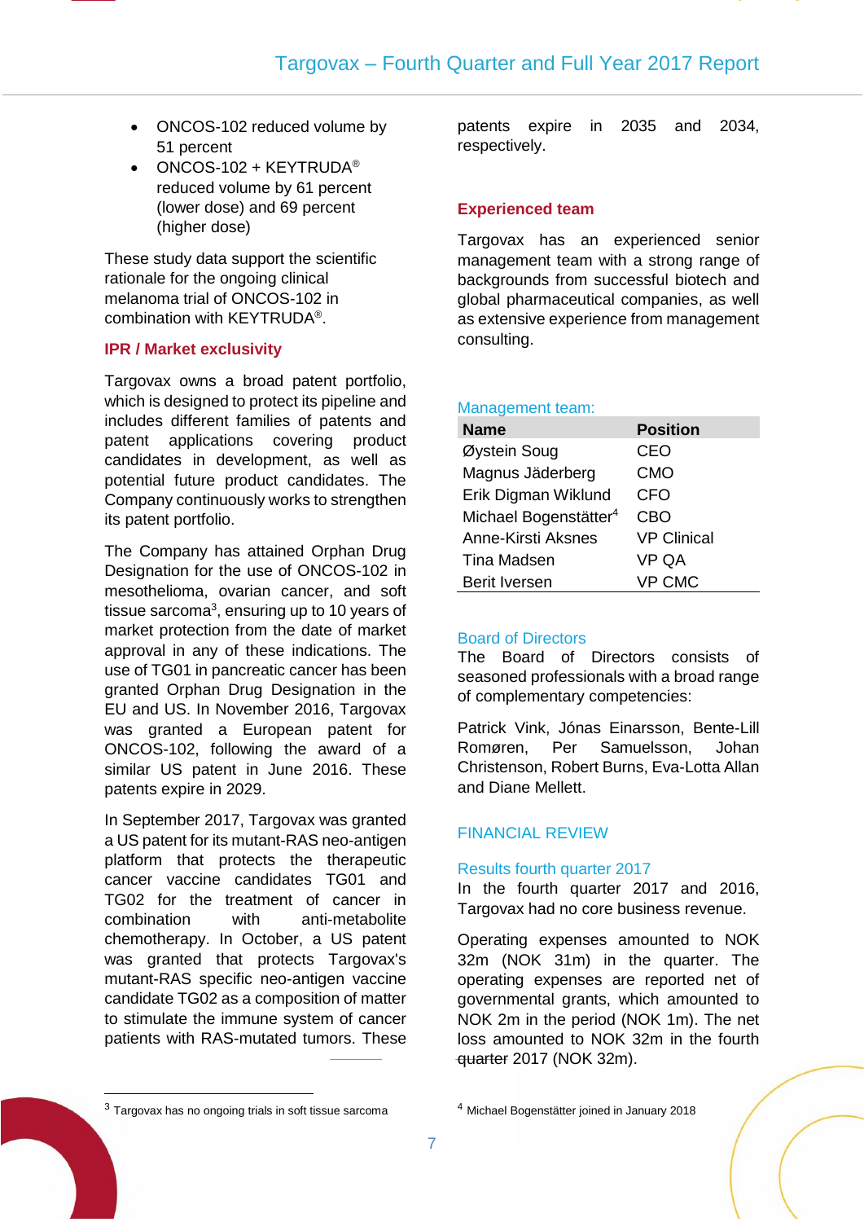- ONCOS-102 reduced volume by 51 percent
- ONCOS-102 + KEYTRUDA® reduced volume by 61 percent (lower dose) and 69 percent (higher dose)

These study data support the scientific rationale for the ongoing clinical melanoma trial of ONCOS-102 in combination with KEYTRUDA®.

## IPR / Market exclusivity

Targovax owns a broad patent portfolio, which is designed to protect its pipeline and includes different families of patents and patent applications covering product candidates in development, as well as potential future product candidates. The Company continuously works to strengthen its patent portfolio.

The Company has attained Orphan Drug Designation for the use of ONCOS-102 in mesothelioma, ovarian cancer, and soft tissue sarcoma[3], ensuring up to 10 years of market protection from the date of market approval in any of these indications. The use of TG01 in pancreatic cancer has been granted Orphan Drug Designation in the EU and US. In November 2016, Targovax was granted a European patent for ONCOS-102, following the award of a similar US patent in June 2016. These patents expire in 2029.

In September 2017, Targovax was granted a US patent for its mutant-RAS neo-antigen platform that protects the therapeutic cancer vaccine candidates TG01 and TG02 for the treatment of cancer in combination with anti-metabolite chemotherapy. In October, a US patent was granted that protects Targovax's mutant-RAS specific neo-antigen vaccine candidate TG02 as a composition of matter to stimulate the immune system of cancer patients with RAS-mutated tumors. These patents expire in 2035 and 2034, respectively.

[3] Targovax has no ongoing trials in soft tissue sarcoma

## Experienced team

Targovax has an experienced senior management team with a strong range of backgrounds from successful biotech and global pharmaceutical companies, as well as extensive experience from management consulting.

### Management team:

| Name | Position |
|---|---|
| Øystein Soug | CEO |
| Magnus Jäderberg | CMO |
| Erik Digman Wiklund | CFO |
| Michael Bogenstätter[4] | CBO |
| Anne-Kirsti Aksnes | VP Clinical |
| Tina Madsen | VP QA |
| Berit Iversen | VP CMC |

### Board of Directors

The Board of Directors consists of seasoned professionals with a broad range of complementary competencies:

Patrick Vink, Jónas Einarsson, Bente-Lill Romøren, Per Samuelsson, Johan Christenson, Robert Burns, Eva-Lotta Allan and Diane Mellett.

## FINANCIAL REVIEW

### Results fourth quarter 2017

In the fourth quarter 2017 and 2016, Targovax had no core business revenue.

Operating expenses amounted to NOK 32m (NOK 31m) in the quarter. The operating expenses are reported net of governmental grants, which amounted to NOK 2m in the period (NOK 1m). The net loss amounted to NOK 32m in the fourth quarter 2017 (NOK 32m).

[4] Michael Bogenstätter joined in January 2018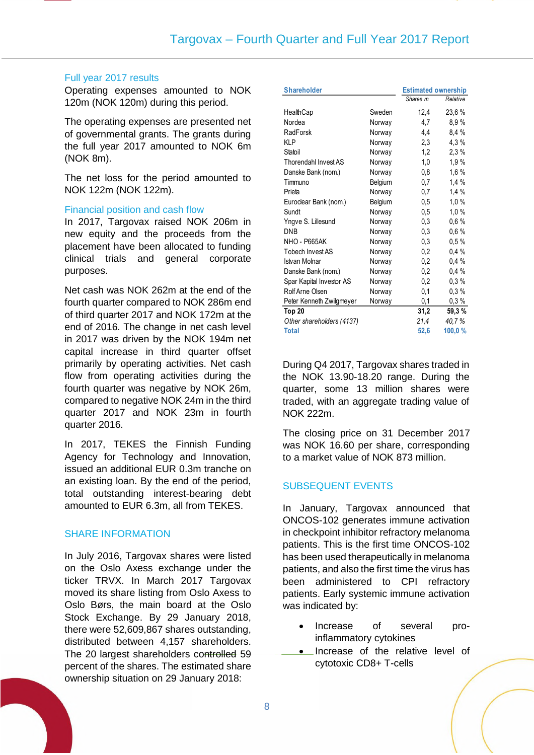## Full year 2017 results

Operating expenses amounted to NOK 120m (NOK 120m) during this period.

The operating expenses are presented net of governmental grants. The grants during the full year 2017 amounted to NOK 6m (NOK 8m).

The net loss for the period amounted to NOK 122m (NOK 122m).

## Financial position and cash flow

In 2017, Targovax raised NOK 206m in new equity and the proceeds from the placement have been allocated to funding clinical trials and general corporate purposes.

Net cash was NOK 262m at the end of the fourth quarter compared to NOK 286m end of third quarter 2017 and NOK 172m at the end of 2016. The change in net cash level in 2017 was driven by the NOK 194m net capital increase in third quarter offset primarily by operating activities. Net cash flow from operating activities during the fourth quarter was negative by NOK 26m, compared to negative NOK 24m in the third quarter 2017 and NOK 23m in fourth quarter 2016.

In 2017, TEKES the Finnish Funding Agency for Technology and Innovation, issued an additional EUR 0.3m tranche on an existing loan. By the end of the period, total outstanding interest-bearing debt amounted to EUR 6.3m, all from TEKES.

## SHARE INFORMATION

In July 2016, Targovax shares were listed on the Oslo Axess exchange under the ticker TRVX. In March 2017 Targovax moved its share listing from Oslo Axess to Oslo Børs, the main board at the Oslo Stock Exchange. By 29 January 2018, there were 52,609,867 shares outstanding, distributed between 4,157 shareholders. The 20 largest shareholders controlled 59 percent of the shares. The estimated share ownership situation on 29 January 2018:

| Shareholder | | Estimated ownership | |
|---|---|---|---|
| | | *Shares m* | *Relative* |
| HealthCap | Sweden | 12,4 | 23,6 % |
| Nordea | Norway | 4,7 | 8,9 % |
| RadForsk | Norway | 4,4 | 8,4 % |
| KLP | Norway | 2,3 | 4,3 % |
| Statoil | Norway | 1,2 | 2,3 % |
| Thorendahl Invest AS | Norway | 1,0 | 1,9 % |
| Danske Bank (nom.) | Norway | 0,8 | 1,6 % |
| Timmuno | Belgium | 0,7 | 1,4 % |
| Prieta | Norway | 0,7 | 1,4 % |
| Euroclear Bank (nom.) | Belgium | 0,5 | 1,0 % |
| Sundt | Norway | 0,5 | 1,0 % |
| Yngve S. Lillesund | Norway | 0,3 | 0,6 % |
| DNB | Norway | 0,3 | 0,6 % |
| NHO - P665AK | Norway | 0,3 | 0,5 % |
| Tobech Invest AS | Norway | 0,2 | 0,4 % |
| Istvan Molnar | Norway | 0,2 | 0,4 % |
| Danske Bank (nom.) | Norway | 0,2 | 0,4 % |
| Spar Kapital Investor AS | Norway | 0,2 | 0,3 % |
| Rolf Arne Olsen | Norway | 0,1 | 0,3 % |
| Peter Kenneth Zwilgmeyer | Norway | 0,1 | 0,3 % |
| **Top 20** | | **31,2** | **59,3 %** |
| *Other shareholders (4137)* | | *21,4* | *40,7 %* |
| **Total** | | **52,6** | **100,0 %** |

During Q4 2017, Targovax shares traded in the NOK 13.90-18.20 range. During the quarter, some 13 million shares were traded, with an aggregate trading value of NOK 222m.

The closing price on 31 December 2017 was NOK 16.60 per share, corresponding to a market value of NOK 873 million.

## SUBSEQUENT EVENTS

In January, Targovax announced that ONCOS-102 generates immune activation in checkpoint inhibitor refractory melanoma patients. This is the first time ONCOS-102 has been used therapeutically in melanoma patients, and also the first time the virus has been administered to CPI refractory patients. Early systemic immune activation was indicated by:

- Increase of several pro-inflammatory cytokines
- Increase of the relative level of cytotoxic CD8+ T-cells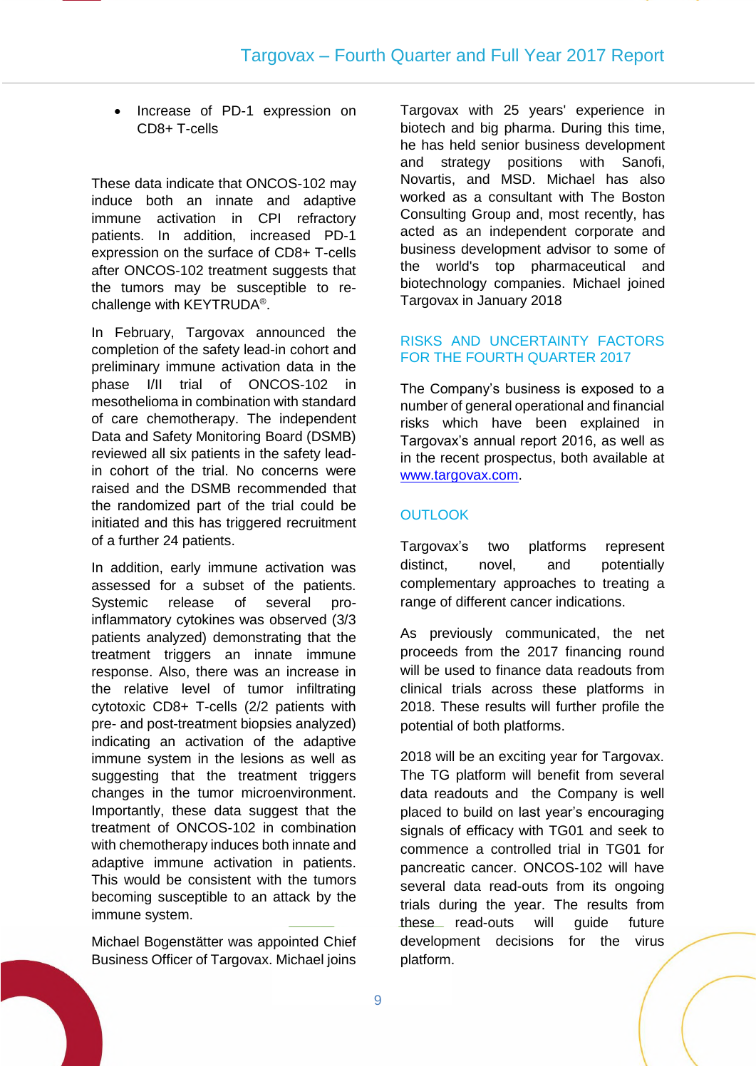- Increase of PD-1 expression on CD8+ T-cells

These data indicate that ONCOS-102 may induce both an innate and adaptive immune activation in CPI refractory patients. In addition, increased PD-1 expression on the surface of CD8+ T-cells after ONCOS-102 treatment suggests that the tumors may be susceptible to re-challenge with KEYTRUDA®.

In February, Targovax announced the completion of the safety lead-in cohort and preliminary immune activation data in the phase I/II trial of ONCOS-102 in mesothelioma in combination with standard of care chemotherapy. The independent Data and Safety Monitoring Board (DSMB) reviewed all six patients in the safety lead-in cohort of the trial. No concerns were raised and the DSMB recommended that the randomized part of the trial could be initiated and this has triggered recruitment of a further 24 patients.

In addition, early immune activation was assessed for a subset of the patients. Systemic release of several pro-inflammatory cytokines was observed (3/3 patients analyzed) demonstrating that the treatment triggers an innate immune response. Also, there was an increase in the relative level of tumor infiltrating cytotoxic CD8+ T-cells (2/2 patients with pre- and post-treatment biopsies analyzed) indicating an activation of the adaptive immune system in the lesions as well as suggesting that the treatment triggers changes in the tumor microenvironment. Importantly, these data suggest that the treatment of ONCOS-102 in combination with chemotherapy induces both innate and adaptive immune activation in patients. This would be consistent with the tumors becoming susceptible to an attack by the immune system.

Michael Bogenstätter was appointed Chief Business Officer of Targovax. Michael joins Targovax with 25 years' experience in biotech and big pharma. During this time, he has held senior business development and strategy positions with Sanofi, Novartis, and MSD. Michael has also worked as a consultant with The Boston Consulting Group and, most recently, has acted as an independent corporate and business development advisor to some of the world's top pharmaceutical and biotechnology companies. Michael joined Targovax in January 2018

## RISKS AND UNCERTAINTY FACTORS FOR THE FOURTH QUARTER 2017

The Company's business is exposed to a number of general operational and financial risks which have been explained in Targovax's annual report 2016, as well as in the recent prospectus, both available at www.targovax.com.

## OUTLOOK

Targovax's two platforms represent distinct, novel, and potentially complementary approaches to treating a range of different cancer indications.

As previously communicated, the net proceeds from the 2017 financing round will be used to finance data readouts from clinical trials across these platforms in 2018. These results will further profile the potential of both platforms.

2018 will be an exciting year for Targovax. The TG platform will benefit from several data readouts and the Company is well placed to build on last year's encouraging signals of efficacy with TG01 and seek to commence a controlled trial in TG01 for pancreatic cancer. ONCOS-102 will have several data read-outs from its ongoing trials during the year. The results from these read-outs will guide future development decisions for the virus platform.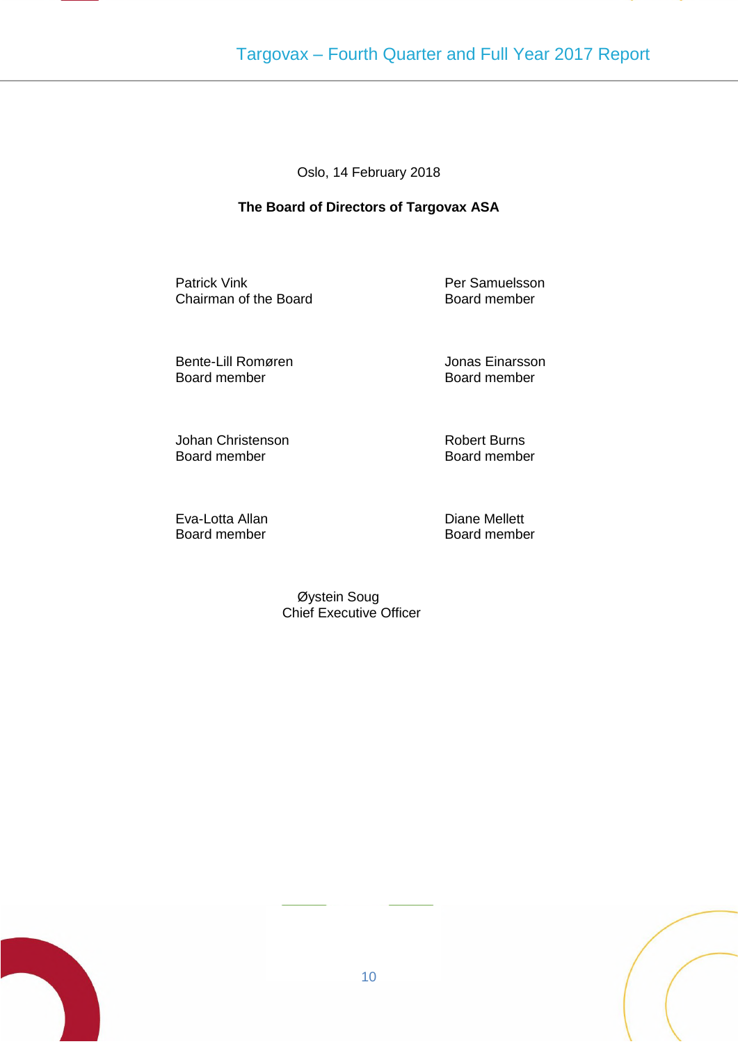Oslo, 14 February 2018

**The Board of Directors of Targovax ASA**

Patrick Vink
Chairman of the Board

Per Samuelsson
Board member

Bente-Lill Romøren
Board member

Jonas Einarsson
Board member

Johan Christenson
Board member

Robert Burns
Board member

Eva-Lotta Allan
Board member

Diane Mellett
Board member

Øystein Soug
Chief Executive Officer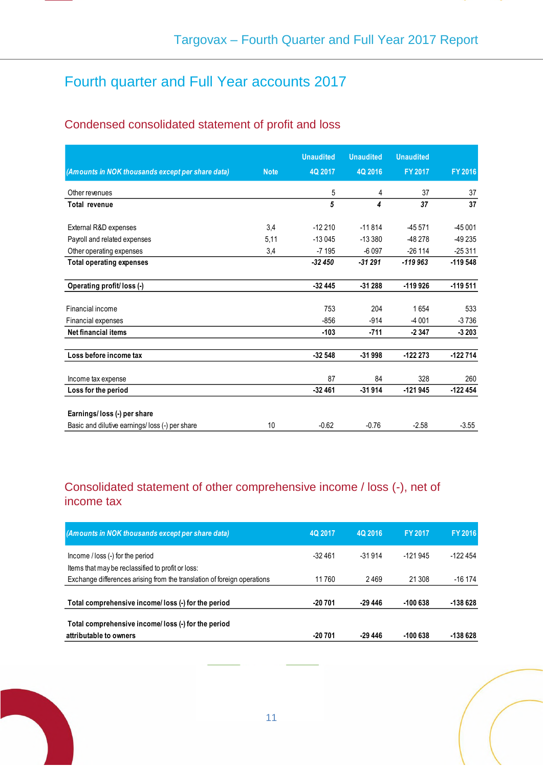# Fourth quarter and Full Year accounts 2017

## Condensed consolidated statement of profit and loss

| *(Amounts in NOK thousands except per share data)* | Note | Unaudited 4Q 2017 | Unaudited 4Q 2016 | Unaudited FY 2017 | FY 2016 |
|---|---|---|---|---|---|
| Other revenues | | 5 | 4 | 37 | 37 |
| **Total revenue** | | ***5*** | ***4*** | ***37*** | **37** |
| External R&D expenses | 3,4 | -12 210 | -11 814 | -45 571 | -45 001 |
| Payroll and related expenses | 5,11 | -13 045 | -13 380 | -48 278 | -49 235 |
| Other operating expenses | 3,4 | -7 195 | -6 097 | -26 114 | -25 311 |
| **Total operating expenses** | | ***-32 450*** | ***-31 291*** | ***-119 963*** | **-119 548** |
| **Operating profit/ loss (-)** | | **-32 445** | **-31 288** | **-119 926** | **-119 511** |
| Financial income | | 753 | 204 | 1 654 | 533 |
| Financial expenses | | -856 | -914 | -4 001 | -3 736 |
| **Net financial items** | | **-103** | **-711** | **-2 347** | **-3 203** |
| **Loss before income tax** | | **-32 548** | **-31 998** | **-122 273** | **-122 714** |
| Income tax expense | | 87 | 84 | 328 | 260 |
| **Loss for the period** | | **-32 461** | **-31 914** | **-121 945** | **-122 454** |
| **Earnings/ loss (-) per share** | | | | | |
| Basic and dilutive earnings/ loss (-) per share | 10 | -0.62 | -0.76 | -2.58 | -3.55 |

## Consolidated statement of other comprehensive income / loss (-), net of income tax

| *(Amounts in NOK thousands except per share data)* | 4Q 2017 | 4Q 2016 | FY 2017 | FY 2016 |
|---|---|---|---|---|
| Income / loss (-) for the period | -32 461 | -31 914 | -121 945 | -122 454 |
| Items that may be reclassified to profit or loss: | | | | |
| Exchange differences arising from the translation of foreign operations | 11 760 | 2 469 | 21 308 | -16 174 |
| **Total comprehensive income/ loss (-) for the period** | **-20 701** | **-29 446** | **-100 638** | **-138 628** |
| **Total comprehensive income/ loss (-) for the period attributable to owners** | **-20 701** | **-29 446** | **-100 638** | **-138 628** |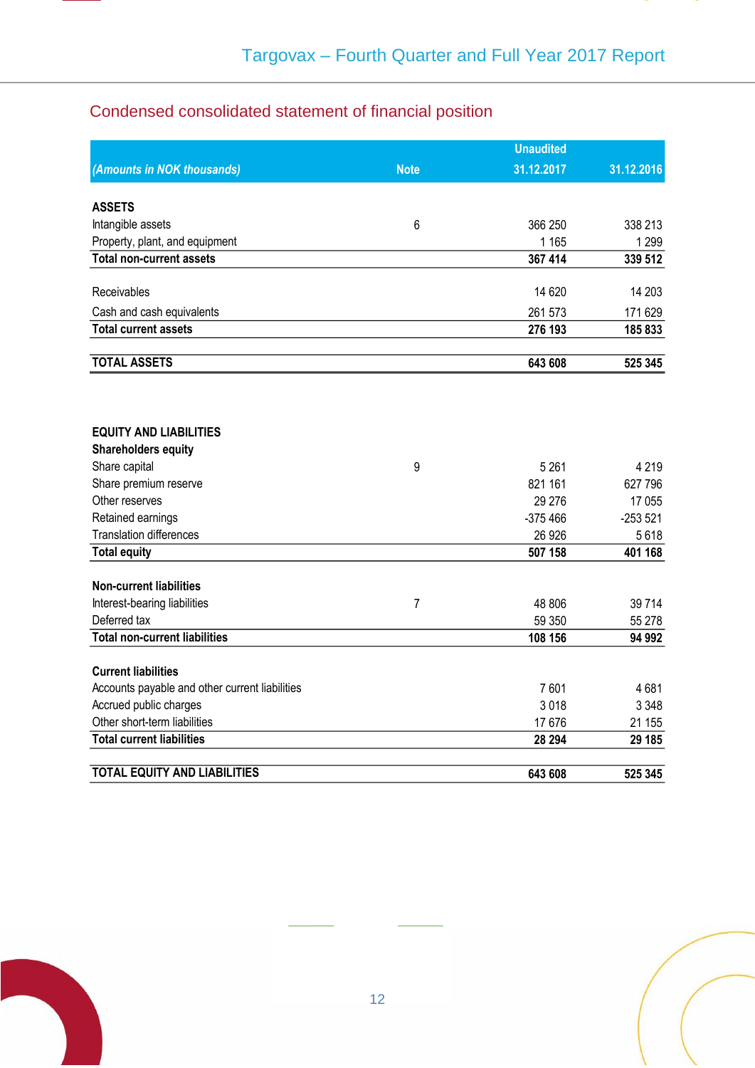## Condensed consolidated statement of financial position

| *(Amounts in NOK thousands)* | Note | Unaudited 31.12.2017 | 31.12.2016 |
|---|---|---|---|
| **ASSETS** | | | |
| Intangible assets | 6 | 366 250 | 338 213 |
| Property, plant, and equipment | | 1 165 | 1 299 |
| **Total non-current assets** | | **367 414** | **339 512** |
| | | | |
| Receivables | | 14 620 | 14 203 |
| Cash and cash equivalents | | 261 573 | 171 629 |
| **Total current assets** | | **276 193** | **185 833** |
| | | | |
| **TOTAL ASSETS** | | **643 608** | **525 345** |
| | | | |
| **EQUITY AND LIABILITIES** | | | |
| **Shareholders equity** | | | |
| Share capital | 9 | 5 261 | 4 219 |
| Share premium reserve | | 821 161 | 627 796 |
| Other reserves | | 29 276 | 17 055 |
| Retained earnings | | -375 466 | -253 521 |
| Translation differences | | 26 926 | 5 618 |
| **Total equity** | | **507 158** | **401 168** |
| | | | |
| **Non-current liabilities** | | | |
| Interest-bearing liabilities | 7 | 48 806 | 39 714 |
| Deferred tax | | 59 350 | 55 278 |
| **Total non-current liabilities** | | **108 156** | **94 992** |
| | | | |
| **Current liabilities** | | | |
| Accounts payable and other current liabilities | | 7 601 | 4 681 |
| Accrued public charges | | 3 018 | 3 348 |
| Other short-term liabilities | | 17 676 | 21 155 |
| **Total current liabilities** | | **28 294** | **29 185** |
| | | | |
| **TOTAL EQUITY AND LIABILITIES** | | **643 608** | **525 345** |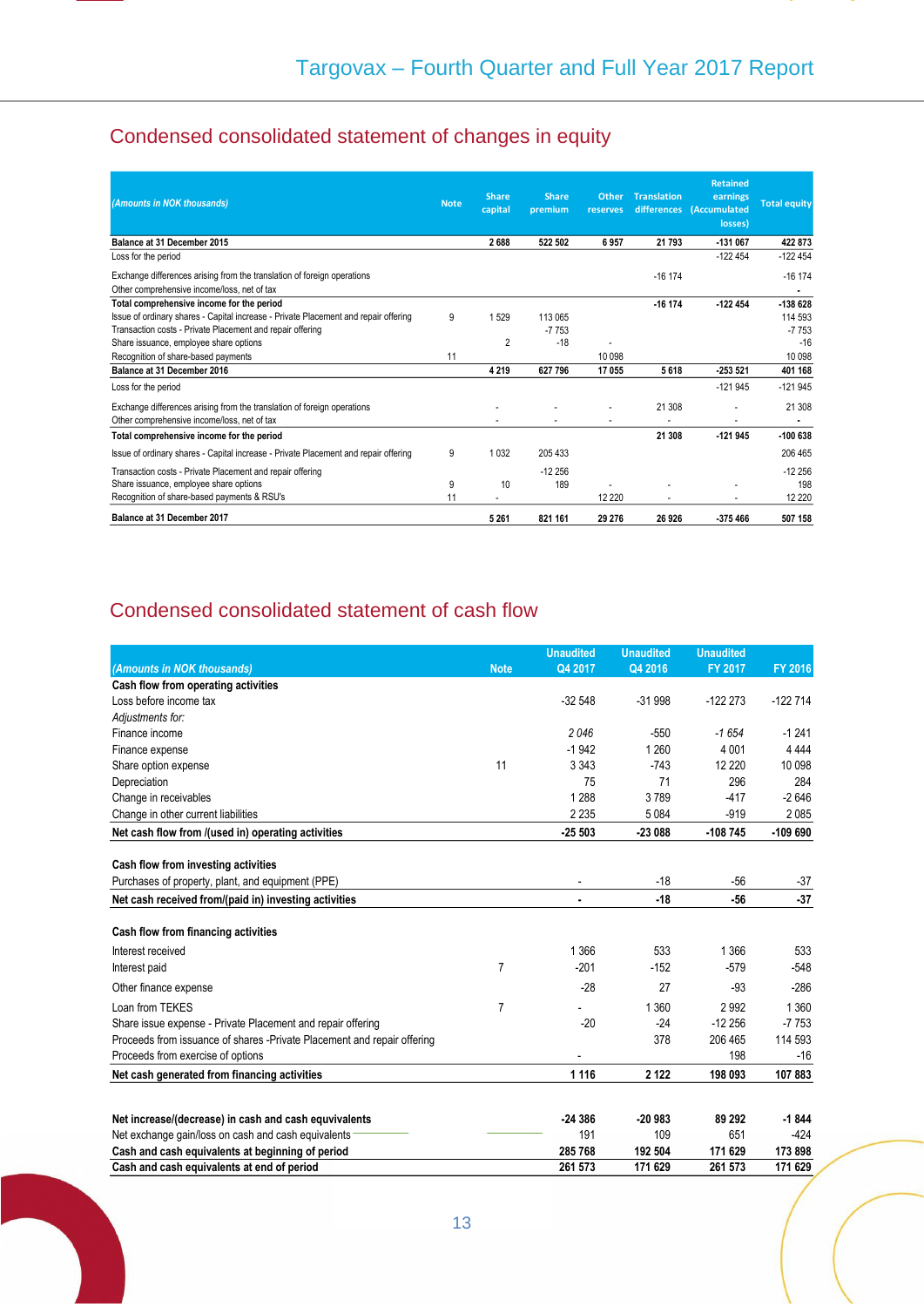## Condensed consolidated statement of changes in equity

| *(Amounts in NOK thousands)* | Note | Share capital | Share premium | Other reserves | Translation differences | Retained earnings (Accumulated losses) | Total equity |
|---|---|---|---|---|---|---|---|
| **Balance at 31 December 2015** | | **2 688** | **522 502** | **6 957** | **21 793** | **-131 067** | **422 873** |
| Loss for the period | | | | | | -122 454 | -122 454 |
| Exchange differences arising from the translation of foreign operations | | | | | -16 174 | | -16 174 |
| Other comprehensive income/loss, net of tax | | | | | | | - |
| **Total comprehensive income for the period** | | | | | **-16 174** | **-122 454** | **-138 628** |
| Issue of ordinary shares - Capital increase - Private Placement and repair offering | 9 | 1 529 | 113 065 | | | | 114 593 |
| Transaction costs - Private Placement and repair offering | | | -7 753 | | | | -7 753 |
| Share issuance, employee share options | | 2 | -18 | - | | | -16 |
| Recognition of share-based payments | 11 | | | 10 098 | | | 10 098 |
| **Balance at 31 December 2016** | | **4 219** | **627 796** | **17 055** | **5 618** | **-253 521** | **401 168** |
| Loss for the period | | | | | | -121 945 | -121 945 |
| Exchange differences arising from the translation of foreign operations | | - | - | - | 21 308 | - | 21 308 |
| Other comprehensive income/loss, net of tax | | - | - | - | - | - | - |
| **Total comprehensive income for the period** | | | | | **21 308** | **-121 945** | **-100 638** |
| Issue of ordinary shares - Capital increase - Private Placement and repair offering | 9 | 1 032 | 205 433 | | | | 206 465 |
| Transaction costs - Private Placement and repair offering | | | -12 256 | | | | -12 256 |
| Share issuance, employee share options | 9 | 10 | 189 | - | - | - | 198 |
| Recognition of share-based payments & RSU's | 11 | - | | 12 220 | - | - | 12 220 |
| **Balance at 31 December 2017** | | **5 261** | **821 161** | **29 276** | **26 926** | **-375 466** | **507 158** |

## Condensed consolidated statement of cash flow

| *(Amounts in NOK thousands)* | Note | Unaudited Q4 2017 | Unaudited Q4 2016 | Unaudited FY 2017 | FY 2016 |
|---|---|---|---|---|---|
| **Cash flow from operating activities** | | | | | |
| Loss before income tax | | -32 548 | -31 998 | -122 273 | -122 714 |
| *Adjustments for:* | | | | | |
| Finance income | | *2 046* | -550 | *-1 654* | -1 241 |
| Finance expense | | -1 942 | 1 260 | 4 001 | 4 444 |
| Share option expense | 11 | 3 343 | -743 | 12 220 | 10 098 |
| Depreciation | | 75 | 71 | 296 | 284 |
| Change in receivables | | 1 288 | 3 789 | -417 | -2 646 |
| Change in other current liabilities | | 2 235 | 5 084 | -919 | 2 085 |
| **Net cash flow from /(used in) operating activities** | | **-25 503** | **-23 088** | **-108 745** | **-109 690** |
| **Cash flow from investing activities** | | | | | |
| Purchases of property, plant, and equipment (PPE) | | - | -18 | -56 | -37 |
| **Net cash received from/(paid in) investing activities** | | **-** | **-18** | **-56** | **-37** |
| **Cash flow from financing activities** | | | | | |
| Interest received | | 1 366 | 533 | 1 366 | 533 |
| Interest paid | 7 | -201 | -152 | -579 | -548 |
| Other finance expense | | -28 | 27 | -93 | -286 |
| Loan from TEKES | 7 | - | 1 360 | 2 992 | 1 360 |
| Share issue expense - Private Placement and repair offering | | -20 | -24 | -12 256 | -7 753 |
| Proceeds from issuance of shares -Private Placement and repair offering | | | 378 | 206 465 | 114 593 |
| Proceeds from exercise of options | | - | | 198 | -16 |
| **Net cash generated from financing activities** | | **1 116** | **2 122** | **198 093** | **107 883** |
| **Net increase/(decrease) in cash and cash equivalents** | | **-24 386** | **-20 983** | **89 292** | **-1 844** |
| Net exchange gain/loss on cash and cash equivalents | | 191 | 109 | 651 | -424 |
| **Cash and cash equivalents at beginning of period** | | **285 768** | **192 504** | **171 629** | **173 898** |
| **Cash and cash equivalents at end of period** | | **261 573** | **171 629** | **261 573** | **171 629** |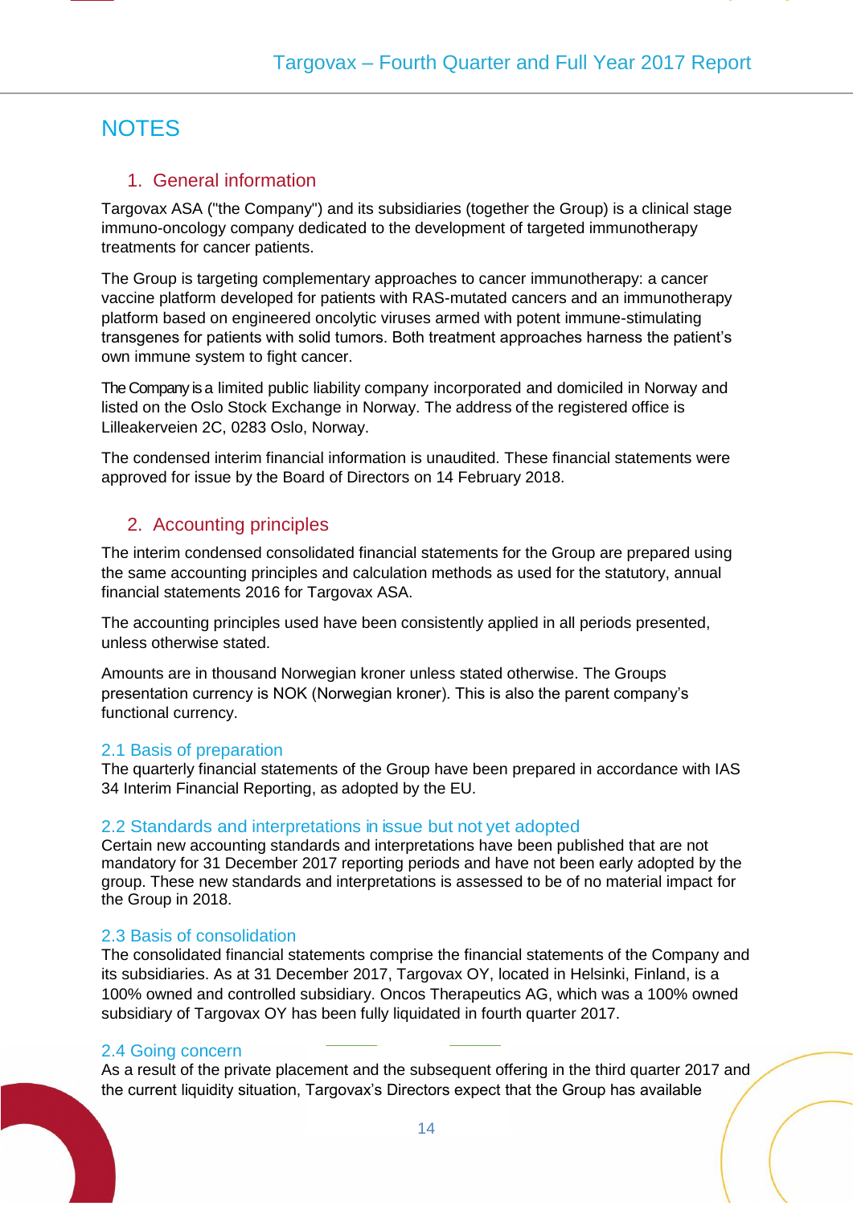# NOTES

## 1. General information

Targovax ASA ("the Company") and its subsidiaries (together the Group) is a clinical stage immuno-oncology company dedicated to the development of targeted immunotherapy treatments for cancer patients.

The Group is targeting complementary approaches to cancer immunotherapy: a cancer vaccine platform developed for patients with RAS-mutated cancers and an immunotherapy platform based on engineered oncolytic viruses armed with potent immune-stimulating transgenes for patients with solid tumors. Both treatment approaches harness the patient's own immune system to fight cancer.

The Company is a limited public liability company incorporated and domiciled in Norway and listed on the Oslo Stock Exchange in Norway. The address of the registered office is Lilleakerveien 2C, 0283 Oslo, Norway.

The condensed interim financial information is unaudited. These financial statements were approved for issue by the Board of Directors on 14 February 2018.

## 2. Accounting principles

The interim condensed consolidated financial statements for the Group are prepared using the same accounting principles and calculation methods as used for the statutory, annual financial statements 2016 for Targovax ASA.

The accounting principles used have been consistently applied in all periods presented, unless otherwise stated.

Amounts are in thousand Norwegian kroner unless stated otherwise. The Groups presentation currency is NOK (Norwegian kroner). This is also the parent company's functional currency.

### 2.1 Basis of preparation

The quarterly financial statements of the Group have been prepared in accordance with IAS 34 Interim Financial Reporting, as adopted by the EU.

### 2.2 Standards and interpretations in issue but not yet adopted

Certain new accounting standards and interpretations have been published that are not mandatory for 31 December 2017 reporting periods and have not been early adopted by the group. These new standards and interpretations is assessed to be of no material impact for the Group in 2018.

### 2.3 Basis of consolidation

The consolidated financial statements comprise the financial statements of the Company and its subsidiaries. As at 31 December 2017, Targovax OY, located in Helsinki, Finland, is a 100% owned and controlled subsidiary. Oncos Therapeutics AG, which was a 100% owned subsidiary of Targovax OY has been fully liquidated in fourth quarter 2017.

### 2.4 Going concern

As a result of the private placement and the subsequent offering in the third quarter 2017 and the current liquidity situation, Targovax's Directors expect that the Group has available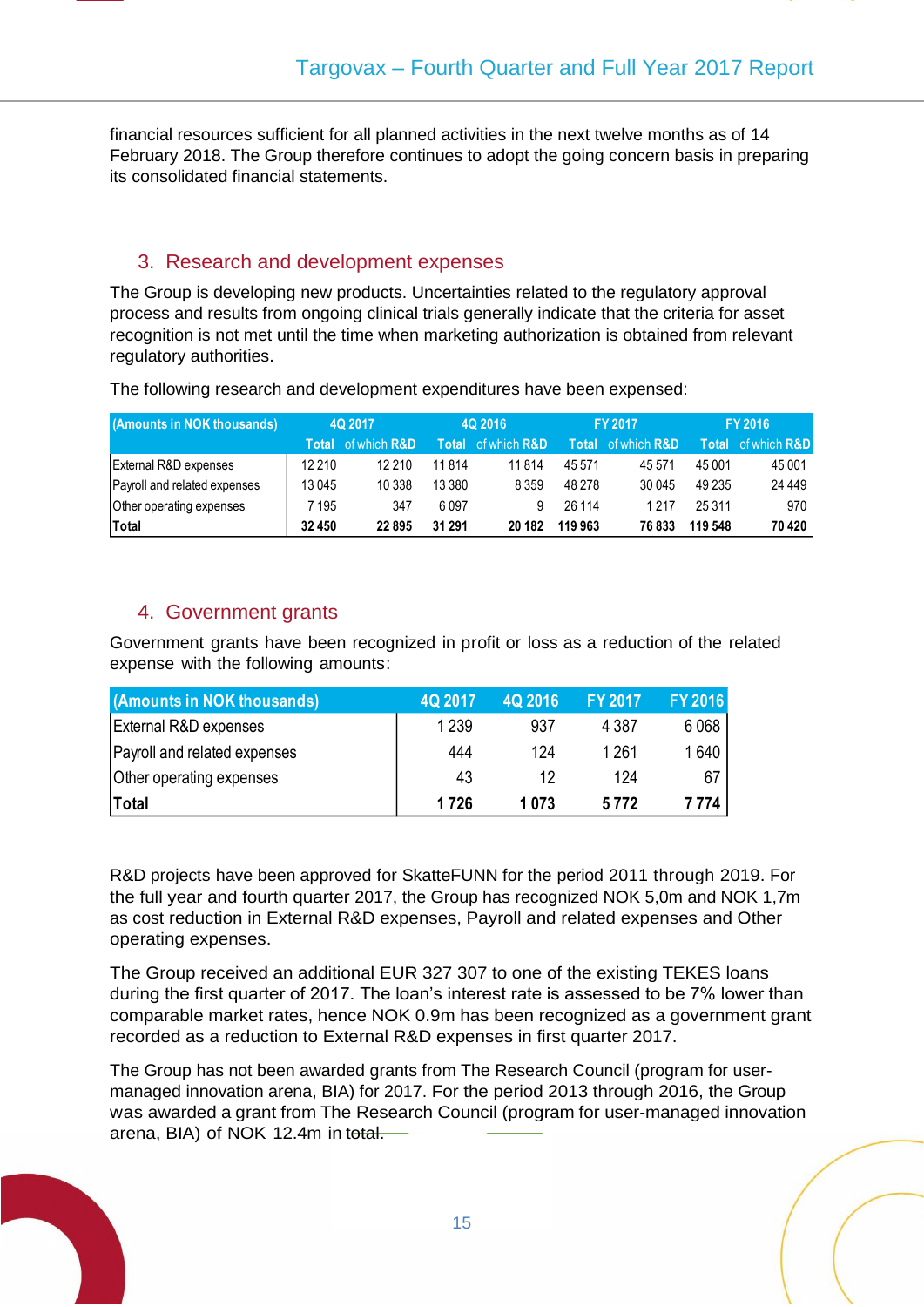financial resources sufficient for all planned activities in the next twelve months as of 14 February 2018. The Group therefore continues to adopt the going concern basis in preparing its consolidated financial statements.

## 3. Research and development expenses

The Group is developing new products. Uncertainties related to the regulatory approval process and results from ongoing clinical trials generally indicate that the criteria for asset recognition is not met until the time when marketing authorization is obtained from relevant regulatory authorities.

The following research and development expenditures have been expensed:

| (Amounts in NOK thousands) | 4Q 2017 | | 4Q 2016 | | FY 2017 | | FY 2016 | |
|---|---|---|---|---|---|---|---|---|
| | Total | of which R&D | Total | of which R&D | Total | of which R&D | Total | of which R&D |
| External R&D expenses | 12 210 | 12 210 | 11 814 | 11 814 | 45 571 | 45 571 | 45 001 | 45 001 |
| Payroll and related expenses | 13 045 | 10 338 | 13 380 | 8 359 | 48 278 | 30 045 | 49 235 | 24 449 |
| Other operating expenses | 7 195 | 347 | 6 097 | 9 | 26 114 | 1 217 | 25 311 | 970 |
| **Total** | **32 450** | **22 895** | **31 291** | **20 182** | **119 963** | **76 833** | **119 548** | **70 420** |

## 4. Government grants

Government grants have been recognized in profit or loss as a reduction of the related expense with the following amounts:

| (Amounts in NOK thousands) | 4Q 2017 | 4Q 2016 | FY 2017 | FY 2016 |
|---|---|---|---|---|
| External R&D expenses | 1 239 | 937 | 4 387 | 6 068 |
| Payroll and related expenses | 444 | 124 | 1 261 | 1 640 |
| Other operating expenses | 43 | 12 | 124 | 67 |
| **Total** | **1 726** | **1 073** | **5 772** | **7 774** |

R&D projects have been approved for SkatteFUNN for the period 2011 through 2019. For the full year and fourth quarter 2017, the Group has recognized NOK 5,0m and NOK 1,7m as cost reduction in External R&D expenses, Payroll and related expenses and Other operating expenses.

The Group received an additional EUR 327 307 to one of the existing TEKES loans during the first quarter of 2017. The loan's interest rate is assessed to be 7% lower than comparable market rates, hence NOK 0.9m has been recognized as a government grant recorded as a reduction to External R&D expenses in first quarter 2017.

The Group has not been awarded grants from The Research Council (program for user-managed innovation arena, BIA) for 2017. For the period 2013 through 2016, the Group was awarded a grant from The Research Council (program for user-managed innovation arena, BIA) of NOK 12.4m in total.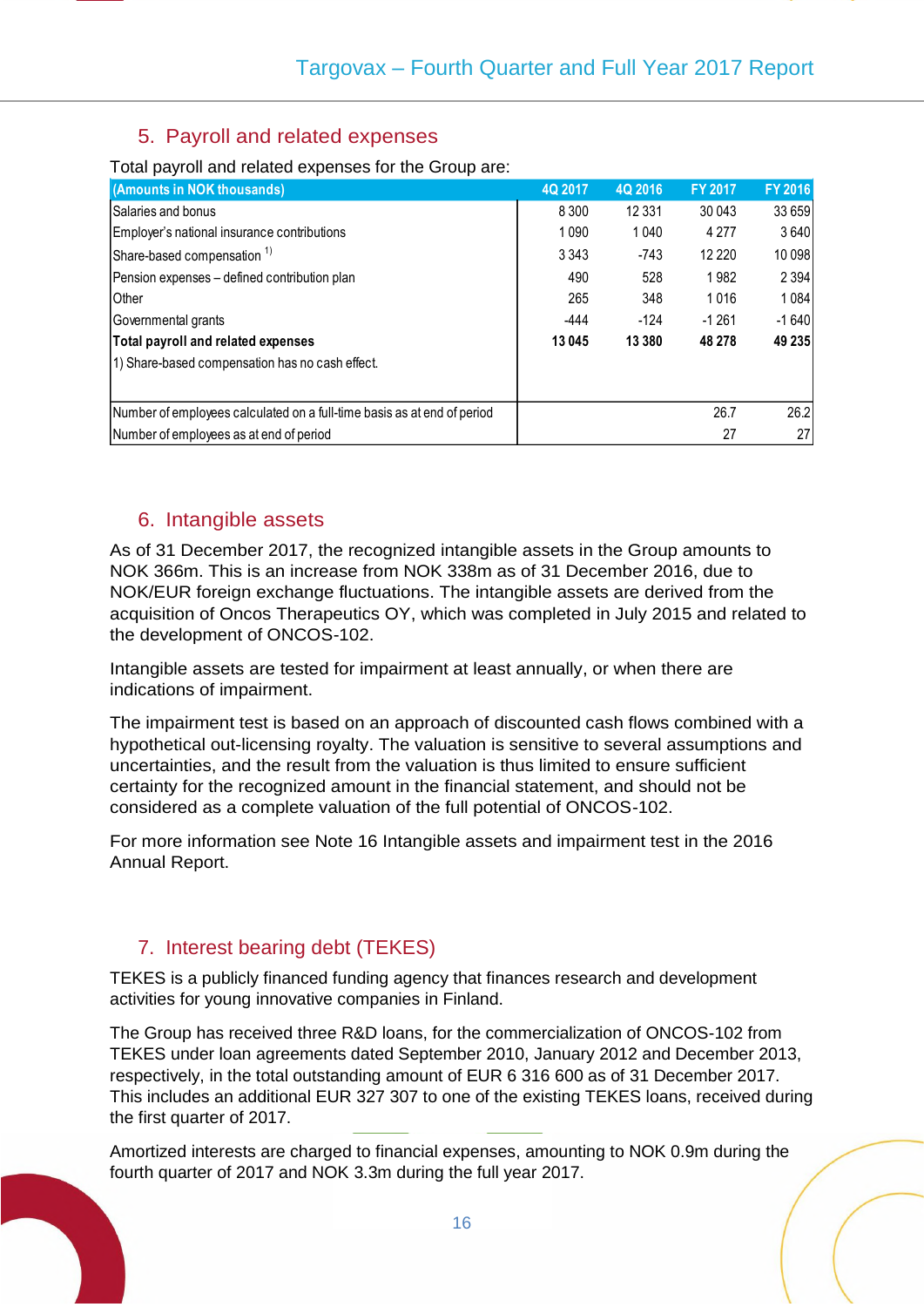## 5. Payroll and related expenses

Total payroll and related expenses for the Group are:

| (Amounts in NOK thousands) | 4Q 2017 | 4Q 2016 | FY 2017 | FY 2016 |
|---|---|---|---|---|
| Salaries and bonus | 8 300 | 12 331 | 30 043 | 33 659 |
| Employer's national insurance contributions | 1 090 | 1 040 | 4 277 | 3 640 |
| Share-based compensation [1] | 3 343 | -743 | 12 220 | 10 098 |
| Pension expenses – defined contribution plan | 490 | 528 | 1 982 | 2 394 |
| Other | 265 | 348 | 1 016 | 1 084 |
| Governmental grants | -444 | -124 | -1 261 | -1 640 |
| **Total payroll and related expenses** | **13 045** | **13 380** | **48 278** | **49 235** |
| 1) Share-based compensation has no cash effect. | | | | |
| Number of employees calculated on a full-time basis as at end of period | | | 26.7 | 26.2 |
| Number of employees as at end of period | | | 27 | 27 |

## 6. Intangible assets

As of 31 December 2017, the recognized intangible assets in the Group amounts to NOK 366m. This is an increase from NOK 338m as of 31 December 2016, due to NOK/EUR foreign exchange fluctuations. The intangible assets are derived from the acquisition of Oncos Therapeutics OY, which was completed in July 2015 and related to the development of ONCOS-102.

Intangible assets are tested for impairment at least annually, or when there are indications of impairment.

The impairment test is based on an approach of discounted cash flows combined with a hypothetical out-licensing royalty. The valuation is sensitive to several assumptions and uncertainties, and the result from the valuation is thus limited to ensure sufficient certainty for the recognized amount in the financial statement, and should not be considered as a complete valuation of the full potential of ONCOS-102.

For more information see Note 16 Intangible assets and impairment test in the 2016 Annual Report.

## 7. Interest bearing debt (TEKES)

TEKES is a publicly financed funding agency that finances research and development activities for young innovative companies in Finland.

The Group has received three R&D loans, for the commercialization of ONCOS-102 from TEKES under loan agreements dated September 2010, January 2012 and December 2013, respectively, in the total outstanding amount of EUR 6 316 600 as of 31 December 2017. This includes an additional EUR 327 307 to one of the existing TEKES loans, received during the first quarter of 2017.

Amortized interests are charged to financial expenses, amounting to NOK 0.9m during the fourth quarter of 2017 and NOK 3.3m during the full year 2017.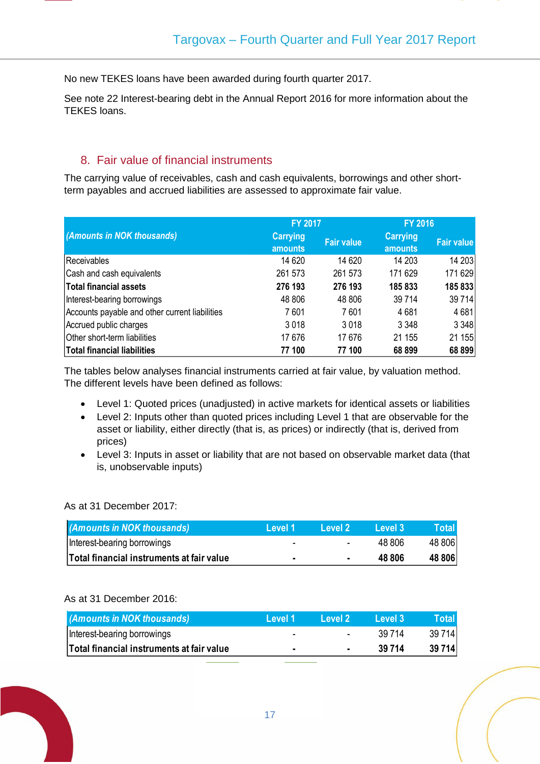No new TEKES loans have been awarded during fourth quarter 2017.

See note 22 Interest-bearing debt in the Annual Report 2016 for more information about the TEKES loans.

## 8. Fair value of financial instruments

The carrying value of receivables, cash and cash equivalents, borrowings and other short-term payables and accrued liabilities are assessed to approximate fair value.

| *(Amounts in NOK thousands)* | FY 2017 | | FY 2016 | |
|---|---|---|---|---|
| | Carrying amounts | Fair value | Carrying amounts | Fair value |
| Receivables | 14 620 | 14 620 | 14 203 | 14 203 |
| Cash and cash equivalents | 261 573 | 261 573 | 171 629 | 171 629 |
| **Total financial assets** | **276 193** | **276 193** | **185 833** | **185 833** |
| Interest-bearing borrowings | 48 806 | 48 806 | 39 714 | 39 714 |
| Accounts payable and other current liabilities | 7 601 | 7 601 | 4 681 | 4 681 |
| Accrued public charges | 3 018 | 3 018 | 3 348 | 3 348 |
| Other short-term liabilities | 17 676 | 17 676 | 21 155 | 21 155 |
| **Total financial liabilities** | **77 100** | **77 100** | **68 899** | **68 899** |

The tables below analyses financial instruments carried at fair value, by valuation method. The different levels have been defined as follows:

- Level 1: Quoted prices (unadjusted) in active markets for identical assets or liabilities
- Level 2: Inputs other than quoted prices including Level 1 that are observable for the asset or liability, either directly (that is, as prices) or indirectly (that is, derived from prices)
- Level 3: Inputs in asset or liability that are not based on observable market data (that is, unobservable inputs)

As at 31 December 2017:

| *(Amounts in NOK thousands)* | Level 1 | Level 2 | Level 3 | Total |
|---|---|---|---|---|
| Interest-bearing borrowings | - | - | 48 806 | 48 806 |
| **Total financial instruments at fair value** | **-** | **-** | **48 806** | **48 806** |

As at 31 December 2016:

| *(Amounts in NOK thousands)* | Level 1 | Level 2 | Level 3 | Total |
|---|---|---|---|---|
| Interest-bearing borrowings | - | - | 39 714 | 39 714 |
| **Total financial instruments at fair value** | **-** | **-** | **39 714** | **39 714** |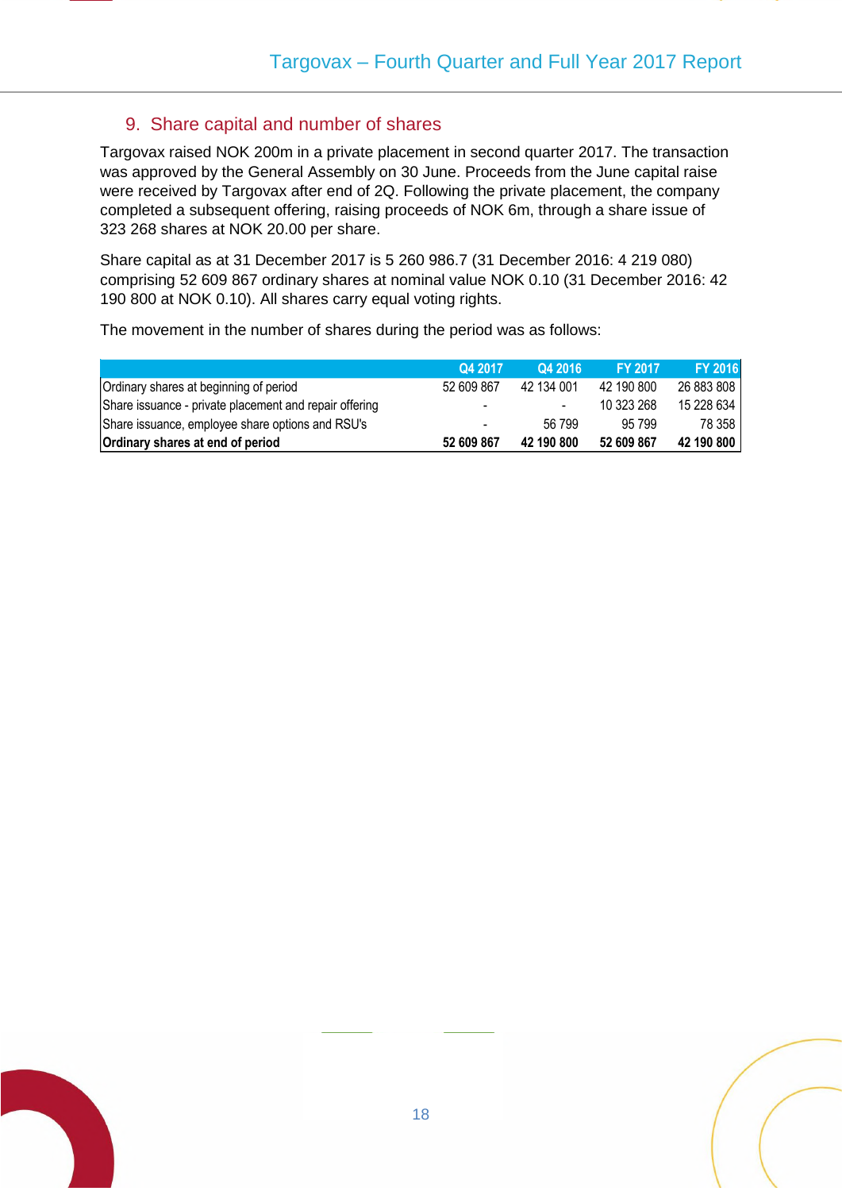## 9. Share capital and number of shares

Targovax raised NOK 200m in a private placement in second quarter 2017. The transaction was approved by the General Assembly on 30 June. Proceeds from the June capital raise were received by Targovax after end of 2Q. Following the private placement, the company completed a subsequent offering, raising proceeds of NOK 6m, through a share issue of 323 268 shares at NOK 20.00 per share.

Share capital as at 31 December 2017 is 5 260 986.7 (31 December 2016: 4 219 080) comprising 52 609 867 ordinary shares at nominal value NOK 0.10 (31 December 2016: 42 190 800 at NOK 0.10). All shares carry equal voting rights.

The movement in the number of shares during the period was as follows:

| | Q4 2017 | Q4 2016 | FY 2017 | FY 2016 |
|---|---|---|---|---|
| Ordinary shares at beginning of period | 52 609 867 | 42 134 001 | 42 190 800 | 26 883 808 |
| Share issuance - private placement and repair offering | - | - | 10 323 268 | 15 228 634 |
| Share issuance, employee share options and RSU's | - | 56 799 | 95 799 | 78 358 |
| **Ordinary shares at end of period** | **52 609 867** | **42 190 800** | **52 609 867** | **42 190 800** |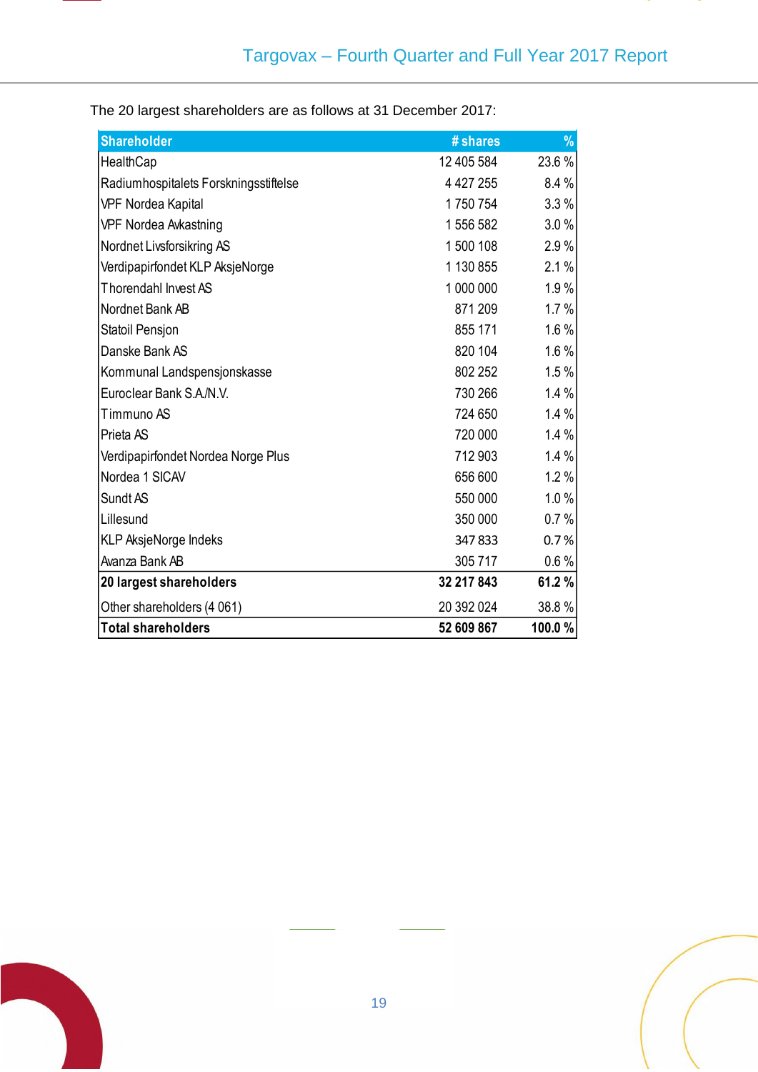The 20 largest shareholders are as follows at 31 December 2017:

| Shareholder | # shares | % |
|---|---|---|
| HealthCap | 12 405 584 | 23.6 % |
| Radiumhospitalets Forskningsstiftelse | 4 427 255 | 8.4 % |
| VPF Nordea Kapital | 1 750 754 | 3.3 % |
| VPF Nordea Avkastning | 1 556 582 | 3.0 % |
| Nordnet Livsforsikring AS | 1 500 108 | 2.9 % |
| Verdipapirfondet KLP AksjeNorge | 1 130 855 | 2.1 % |
| Thorendahl Invest AS | 1 000 000 | 1.9 % |
| Nordnet Bank AB | 871 209 | 1.7 % |
| Statoil Pensjon | 855 171 | 1.6 % |
| Danske Bank AS | 820 104 | 1.6 % |
| Kommunal Landspensjonskasse | 802 252 | 1.5 % |
| Euroclear Bank S.A/N.V. | 730 266 | 1.4 % |
| Timmuno AS | 724 650 | 1.4 % |
| Prieta AS | 720 000 | 1.4 % |
| Verdipapirfondet Nordea Norge Plus | 712 903 | 1.4 % |
| Nordea 1 SICAV | 656 600 | 1.2 % |
| Sundt AS | 550 000 | 1.0 % |
| Lillesund | 350 000 | 0.7 % |
| KLP AksjeNorge Indeks | 347 833 | 0.7 % |
| Avanza Bank AB | 305 717 | 0.6 % |
| **20 largest shareholders** | **32 217 843** | **61.2 %** |
| Other shareholders (4 061) | 20 392 024 | 38.8 % |
| **Total shareholders** | **52 609 867** | **100.0 %** |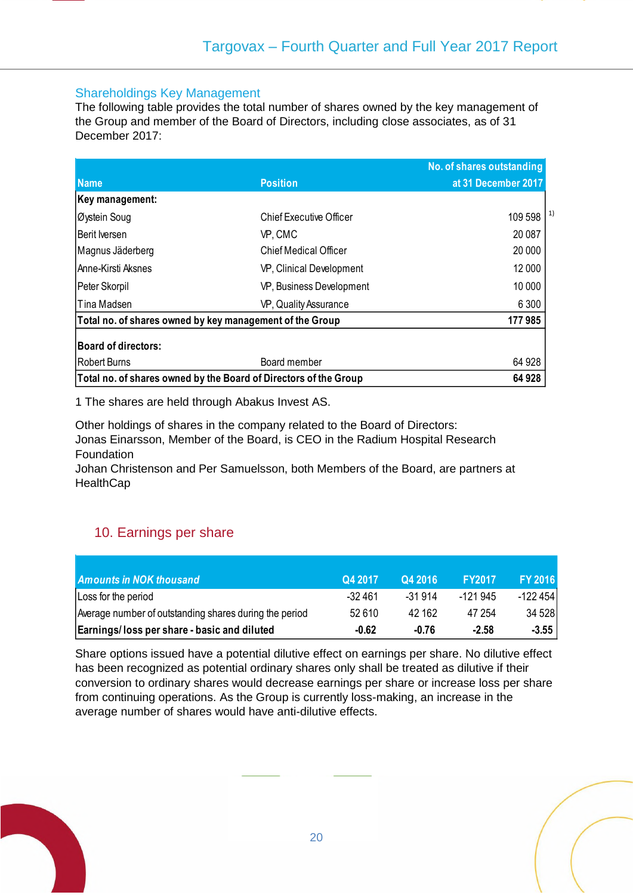## Shareholdings Key Management

The following table provides the total number of shares owned by the key management of the Group and member of the Board of Directors, including close associates, as of 31 December 2017:

| Name | Position | No. of shares outstanding at 31 December 2017 |
|---|---|---|
| **Key management:** | | |
| Øystein Soug | Chief Executive Officer | 109 598 [1)] |
| Berit Iversen | VP, CMC | 20 087 |
| Magnus Jäderberg | Chief Medical Officer | 20 000 |
| Anne-Kirsti Aksnes | VP, Clinical Development | 12 000 |
| Peter Skorpil | VP, Business Development | 10 000 |
| Tina Madsen | VP, Quality Assurance | 6 300 |
| **Total no. of shares owned by key management of the Group** | | **177 985** |
| **Board of directors:** | | |
| Robert Burns | Board member | 64 928 |
| **Total no. of shares owned by the Board of Directors of the Group** | | **64 928** |

1 The shares are held through Abakus Invest AS.

Other holdings of shares in the company related to the Board of Directors:
Jonas Einarsson, Member of the Board, is CEO in the Radium Hospital Research Foundation
Johan Christenson and Per Samuelsson, both Members of the Board, are partners at HealthCap

## 10. Earnings per share

| *Amounts in NOK thousand* | Q4 2017 | Q4 2016 | FY2017 | FY 2016 |
|---|---|---|---|---|
| Loss for the period | -32 461 | -31 914 | -121 945 | -122 454 |
| Average number of outstanding shares during the period | 52 610 | 42 162 | 47 254 | 34 528 |
| **Earnings/ loss per share - basic and diluted** | **-0.62** | **-0.76** | **-2.58** | **-3.55** |

Share options issued have a potential dilutive effect on earnings per share. No dilutive effect has been recognized as potential ordinary shares only shall be treated as dilutive if their conversion to ordinary shares would decrease earnings per share or increase loss per share from continuing operations. As the Group is currently loss-making, an increase in the average number of shares would have anti-dilutive effects.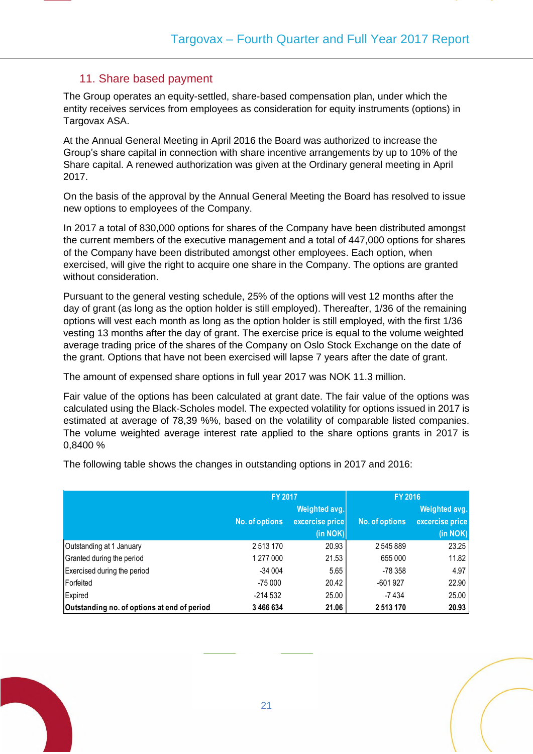## 11. Share based payment

The Group operates an equity-settled, share-based compensation plan, under which the entity receives services from employees as consideration for equity instruments (options) in Targovax ASA.

At the Annual General Meeting in April 2016 the Board was authorized to increase the Group's share capital in connection with share incentive arrangements by up to 10% of the Share capital. A renewed authorization was given at the Ordinary general meeting in April 2017.

On the basis of the approval by the Annual General Meeting the Board has resolved to issue new options to employees of the Company.

In 2017 a total of 830,000 options for shares of the Company have been distributed amongst the current members of the executive management and a total of 447,000 options for shares of the Company have been distributed amongst other employees. Each option, when exercised, will give the right to acquire one share in the Company. The options are granted without consideration.

Pursuant to the general vesting schedule, 25% of the options will vest 12 months after the day of grant (as long as the option holder is still employed). Thereafter, 1/36 of the remaining options will vest each month as long as the option holder is still employed, with the first 1/36 vesting 13 months after the day of grant. The exercise price is equal to the volume weighted average trading price of the shares of the Company on Oslo Stock Exchange on the date of the grant. Options that have not been exercised will lapse 7 years after the date of grant.

The amount of expensed share options in full year 2017 was NOK 11.3 million.

Fair value of the options has been calculated at grant date. The fair value of the options was calculated using the Black-Scholes model. The expected volatility for options issued in 2017 is estimated at average of 78,39 %%, based on the volatility of comparable listed companies. The volume weighted average interest rate applied to the share options grants in 2017 is 0,8400 %

The following table shows the changes in outstanding options in 2017 and 2016:

| | FY 2017 | | FY 2016 | |
|---|---|---|---|---|
| | No. of options | Weighted avg. excercise price (in NOK) | No. of options | Weighted avg. excercise price (in NOK) |
| Outstanding at 1 January | 2 513 170 | 20.93 | 2 545 889 | 23.25 |
| Granted during the period | 1 277 000 | 21.53 | 655 000 | 11.82 |
| Exercised during the period | -34 004 | 5.65 | -78 358 | 4.97 |
| Forfeited | -75 000 | 20.42 | -601 927 | 22.90 |
| Expired | -214 532 | 25.00 | -7 434 | 25.00 |
| **Outstanding no. of options at end of period** | **3 466 634** | **21.06** | **2 513 170** | **20.93** |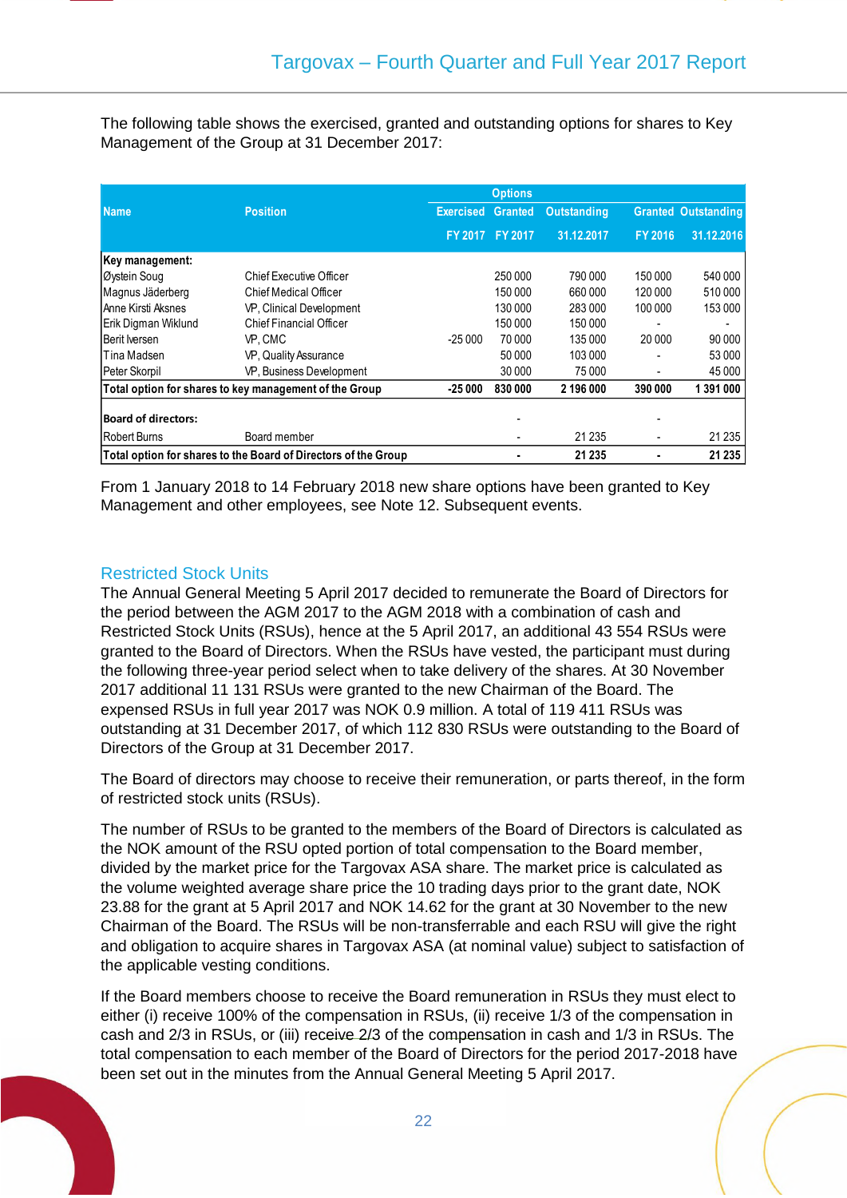The following table shows the exercised, granted and outstanding options for shares to Key Management of the Group at 31 December 2017:

| Name | Position | Options | | | | |
|---|---|---|---|---|---|---|
| | | Exercised | Granted | Outstanding | Granted | Outstanding |
| | | FY 2017 | FY 2017 | 31.12.2017 | FY 2016 | 31.12.2016 |
| **Key management:** | | | | | | |
| Øystein Soug | Chief Executive Officer | | 250 000 | 790 000 | 150 000 | 540 000 |
| Magnus Jäderberg | Chief Medical Officer | | 150 000 | 660 000 | 120 000 | 510 000 |
| Anne Kirsti Aksnes | VP, Clinical Development | | 130 000 | 283 000 | 100 000 | 153 000 |
| Erik Digman Wiklund | Chief Financial Officer | | 150 000 | 150 000 | - | - |
| Berit Iversen | VP, CMC | -25 000 | 70 000 | 135 000 | 20 000 | 90 000 |
| Tina Madsen | VP, Quality Assurance | | 50 000 | 103 000 | - | 53 000 |
| Peter Skorpil | VP, Business Development | | 30 000 | 75 000 | - | 45 000 |
| **Total option for shares to key management of the Group** | | **-25 000** | **830 000** | **2 196 000** | **390 000** | **1 391 000** |
| | | | | | | |
| **Board of directors:** | | | - | | - | |
| Robert Burns | Board member | | - | 21 235 | - | 21 235 |
| **Total option for shares to the Board of Directors of the Group** | | | **-** | **21 235** | **-** | **21 235** |

From 1 January 2018 to 14 February 2018 new share options have been granted to Key Management and other employees, see Note 12. Subsequent events.

## Restricted Stock Units

The Annual General Meeting 5 April 2017 decided to remunerate the Board of Directors for the period between the AGM 2017 to the AGM 2018 with a combination of cash and Restricted Stock Units (RSUs), hence at the 5 April 2017, an additional 43 554 RSUs were granted to the Board of Directors. When the RSUs have vested, the participant must during the following three-year period select when to take delivery of the shares. At 30 November 2017 additional 11 131 RSUs were granted to the new Chairman of the Board. The expensed RSUs in full year 2017 was NOK 0.9 million. A total of 119 411 RSUs was outstanding at 31 December 2017, of which 112 830 RSUs were outstanding to the Board of Directors of the Group at 31 December 2017.

The Board of directors may choose to receive their remuneration, or parts thereof, in the form of restricted stock units (RSUs).

The number of RSUs to be granted to the members of the Board of Directors is calculated as the NOK amount of the RSU opted portion of total compensation to the Board member, divided by the market price for the Targovax ASA share. The market price is calculated as the volume weighted average share price the 10 trading days prior to the grant date, NOK 23.88 for the grant at 5 April 2017 and NOK 14.62 for the grant at 30 November to the new Chairman of the Board. The RSUs will be non-transferrable and each RSU will give the right and obligation to acquire shares in Targovax ASA (at nominal value) subject to satisfaction of the applicable vesting conditions.

If the Board members choose to receive the Board remuneration in RSUs they must elect to either (i) receive 100% of the compensation in RSUs, (ii) receive 1/3 of the compensation in cash and 2/3 in RSUs, or (iii) receive 2/3 of the compensation in cash and 1/3 in RSUs. The total compensation to each member of the Board of Directors for the period 2017-2018 have been set out in the minutes from the Annual General Meeting 5 April 2017.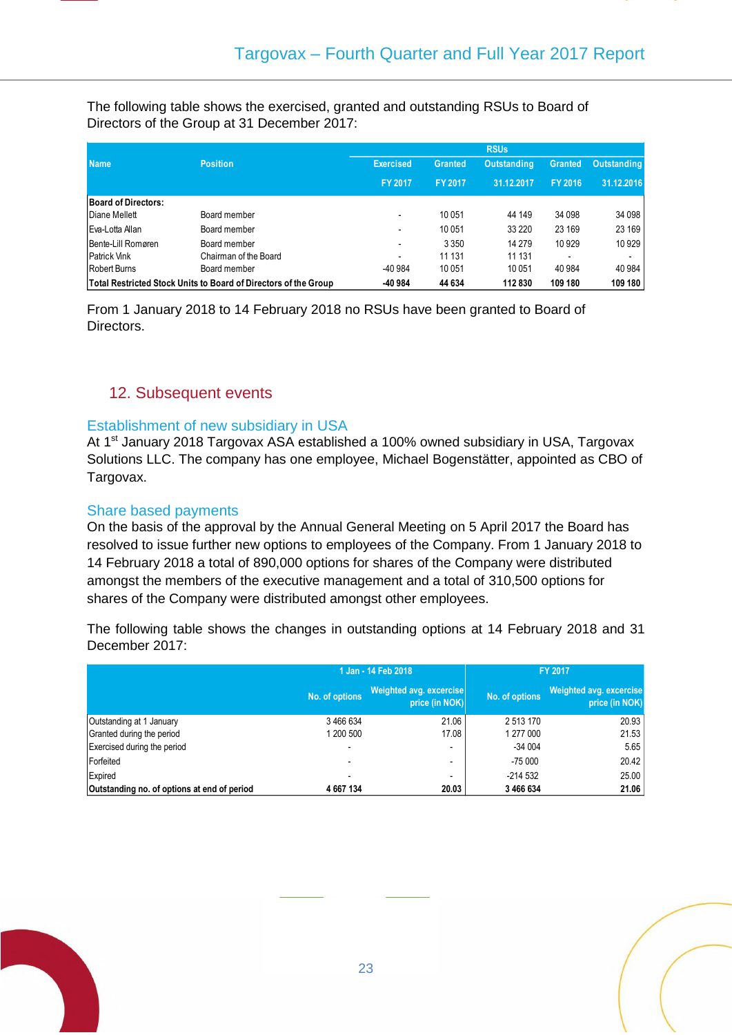The following table shows the exercised, granted and outstanding RSUs to Board of Directors of the Group at 31 December 2017:

| Name | Position | RSUs | | | | |
|---|---|---|---|---|---|---|
| | | Exercised FY 2017 | Granted FY 2017 | Outstanding 31.12.2017 | Granted FY 2016 | Outstanding 31.12.2016 |
| **Board of Directors:** | | | | | | |
| Diane Mellett | Board member | - | 10 051 | 44 149 | 34 098 | 34 098 |
| Eva-Lotta Allan | Board member | - | 10 051 | 33 220 | 23 169 | 23 169 |
| Bente-Lill Romøren | Board member | - | 3 350 | 14 279 | 10 929 | 10 929 |
| Patrick Vink | Chairman of the Board | - | 11 131 | 11 131 | - | - |
| Robert Burns | Board member | -40 984 | 10 051 | 10 051 | 40 984 | 40 984 |
| **Total Restricted Stock Units to Board of Directors of the Group** | | **-40 984** | **44 634** | **112 830** | **109 180** | **109 180** |

From 1 January 2018 to 14 February 2018 no RSUs have been granted to Board of Directors.

## 12. Subsequent events

### Establishment of new subsidiary in USA

At 1st January 2018 Targovax ASA established a 100% owned subsidiary in USA, Targovax Solutions LLC. The company has one employee, Michael Bogenstätter, appointed as CBO of Targovax.

### Share based payments

On the basis of the approval by the Annual General Meeting on 5 April 2017 the Board has resolved to issue further new options to employees of the Company. From 1 January 2018 to 14 February 2018 a total of 890,000 options for shares of the Company were distributed amongst the members of the executive management and a total of 310,500 options for shares of the Company were distributed amongst other employees.

The following table shows the changes in outstanding options at 14 February 2018 and 31 December 2017:

| | 1 Jan - 14 Feb 2018 | | FY 2017 | |
|---|---|---|---|---|
| | No. of options | Weighted avg. excercise price (in NOK) | No. of options | Weighted avg. excercise price (in NOK) |
| Outstanding at 1 January | 3 466 634 | 21.06 | 2 513 170 | 20.93 |
| Granted during the period | 1 200 500 | 17.08 | 1 277 000 | 21.53 |
| Exercised during the period | - | - | -34 004 | 5.65 |
| Forfeited | - | - | -75 000 | 20.42 |
| Expired | - | - | -214 532 | 25.00 |
| **Outstanding no. of options at end of period** | **4 667 134** | **20.03** | **3 466 634** | **21.06** |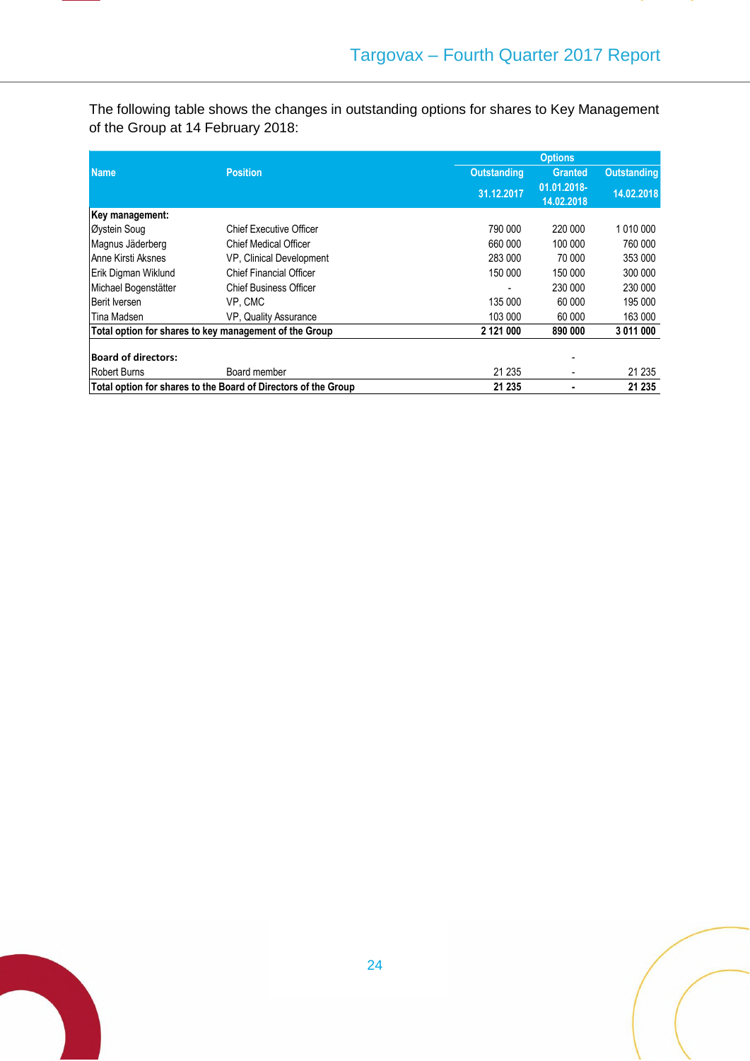The following table shows the changes in outstanding options for shares to Key Management of the Group at 14 February 2018:

| Name | Position | Options | | |
|---|---|---|---|---|
| | | Outstanding 31.12.2017 | Granted 01.01.2018-14.02.2018 | Outstanding 14.02.2018 |
| **Key management:** | | | | |
| Øystein Soug | Chief Executive Officer | 790 000 | 220 000 | 1 010 000 |
| Magnus Jäderberg | Chief Medical Officer | 660 000 | 100 000 | 760 000 |
| Anne Kirsti Aksnes | VP, Clinical Development | 283 000 | 70 000 | 353 000 |
| Erik Digman Wiklund | Chief Financial Officer | 150 000 | 150 000 | 300 000 |
| Michael Bogenstätter | Chief Business Officer | - | 230 000 | 230 000 |
| Berit Iversen | VP, CMC | 135 000 | 60 000 | 195 000 |
| Tina Madsen | VP, Quality Assurance | 103 000 | 60 000 | 163 000 |
| **Total option for shares to key management of the Group** | | **2 121 000** | **890 000** | **3 011 000** |
| | | | | |
| **Board of directors:** | | | - | |
| Robert Burns | Board member | 21 235 | - | 21 235 |
| **Total option for shares to the Board of Directors of the Group** | | **21 235** | **-** | **21 235** |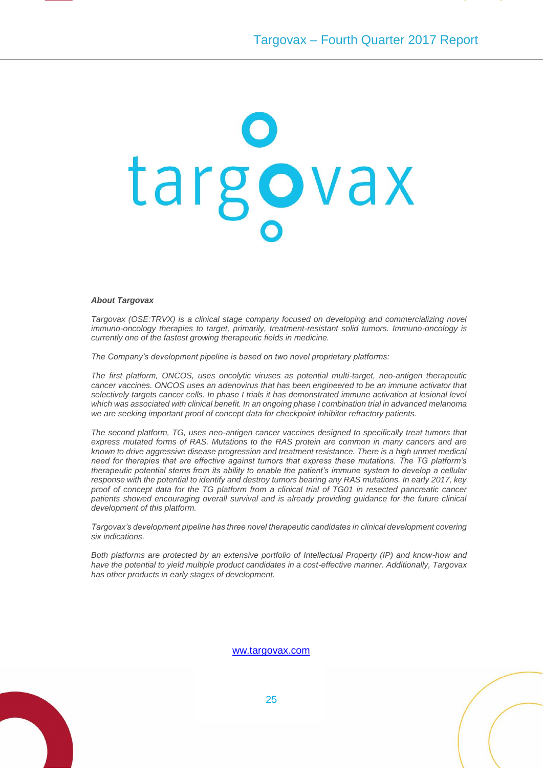targovax

***About Targovax***

*Targovax (OSE:TRVX) is a clinical stage company focused on developing and commercializing novel immuno-oncology therapies to target, primarily, treatment-resistant solid tumors. Immuno-oncology is currently one of the fastest growing therapeutic fields in medicine.*

*The Company's development pipeline is based on two novel proprietary platforms:*

*The first platform, ONCOS, uses oncolytic viruses as potential multi-target, neo-antigen therapeutic cancer vaccines. ONCOS uses an adenovirus that has been engineered to be an immune activator that selectively targets cancer cells. In phase I trials it has demonstrated immune activation at lesional level which was associated with clinical benefit. In an ongoing phase I combination trial in advanced melanoma we are seeking important proof of concept data for checkpoint inhibitor refractory patients.*

*The second platform, TG, uses neo-antigen cancer vaccines designed to specifically treat tumors that express mutated forms of RAS. Mutations to the RAS protein are common in many cancers and are known to drive aggressive disease progression and treatment resistance. There is a high unmet medical need for therapies that are effective against tumors that express these mutations. The TG platform's therapeutic potential stems from its ability to enable the patient's immune system to develop a cellular response with the potential to identify and destroy tumors bearing any RAS mutations. In early 2017, key proof of concept data for the TG platform from a clinical trial of TG01 in resected pancreatic cancer patients showed encouraging overall survival and is already providing guidance for the future clinical development of this platform.*

*Targovax's development pipeline has three novel therapeutic candidates in clinical development covering six indications.*

*Both platforms are protected by an extensive portfolio of Intellectual Property (IP) and know-how and have the potential to yield multiple product candidates in a cost-effective manner. Additionally, Targovax has other products in early stages of development.*

ww.targovax.com